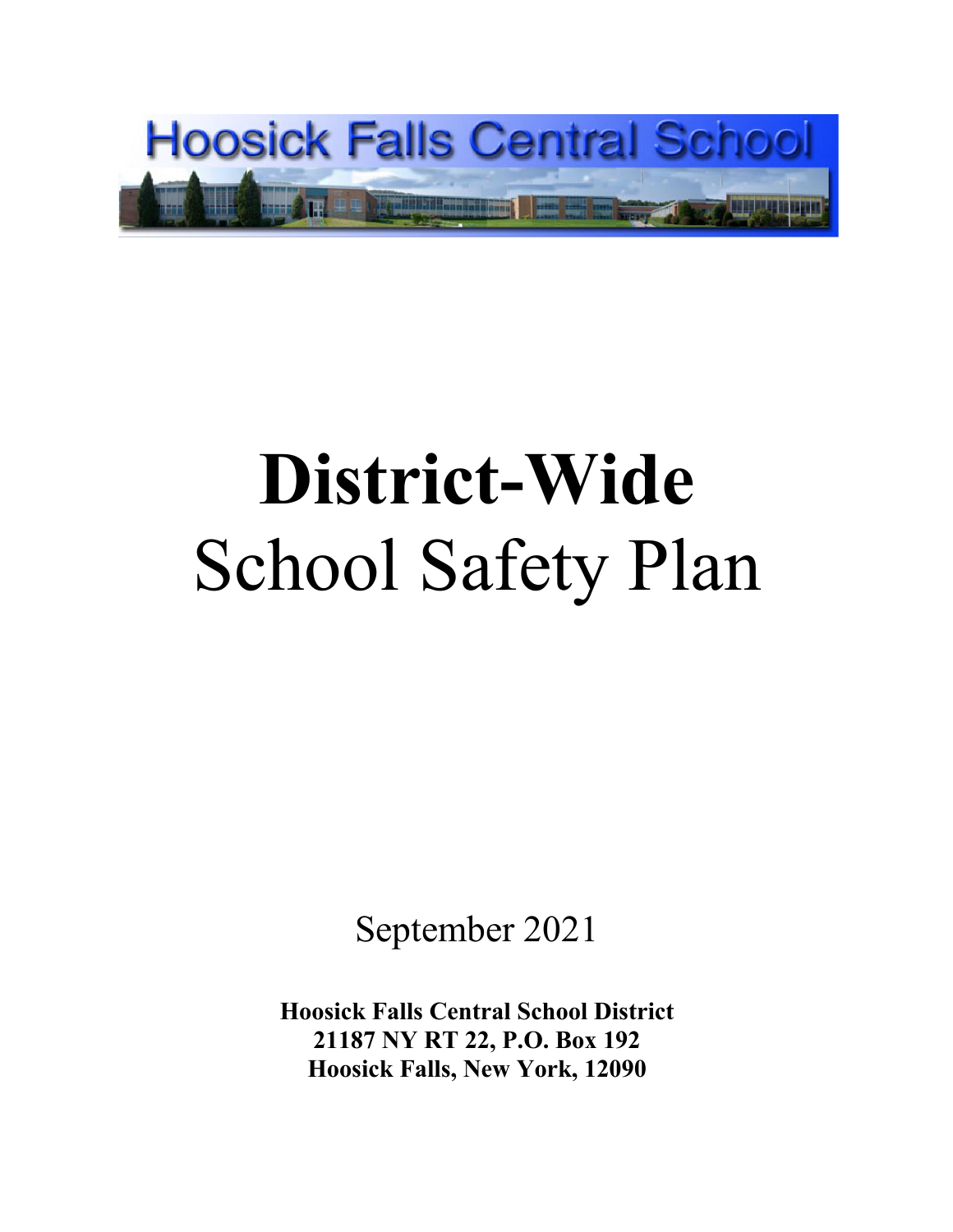Hoosick Falls Central School

# District-Wide
# School Safety Plan

September 2021

**Hoosick Falls Central School District**
**21187 NY RT 22, P.O. Box 192**
**Hoosick Falls, New York, 12090**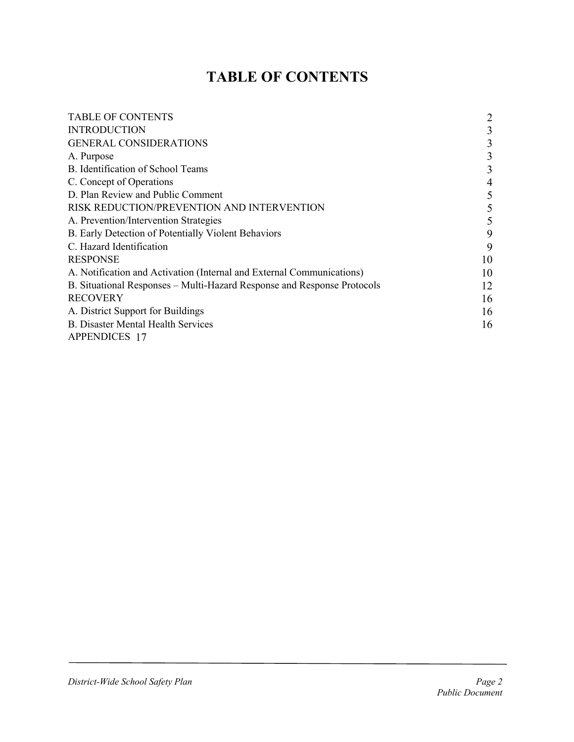# TABLE OF CONTENTS

| | |
|---|---|
| TABLE OF CONTENTS | 2 |
| INTRODUCTION | 3 |
| GENERAL CONSIDERATIONS | 3 |
| A. Purpose | 3 |
| B. Identification of School Teams | 3 |
| C. Concept of Operations | 4 |
| D. Plan Review and Public Comment | 5 |
| RISK REDUCTION/PREVENTION AND INTERVENTION | 5 |
| A. Prevention/Intervention Strategies | 5 |
| B. Early Detection of Potentially Violent Behaviors | 9 |
| C. Hazard Identification | 9 |
| RESPONSE | 10 |
| A. Notification and Activation (Internal and External Communications) | 10 |
| B. Situational Responses – Multi-Hazard Response and Response Protocols | 12 |
| RECOVERY | 16 |
| A. District Support for Buildings | 16 |
| B. Disaster Mental Health Services | 16 |
| APPENDICES | 17 |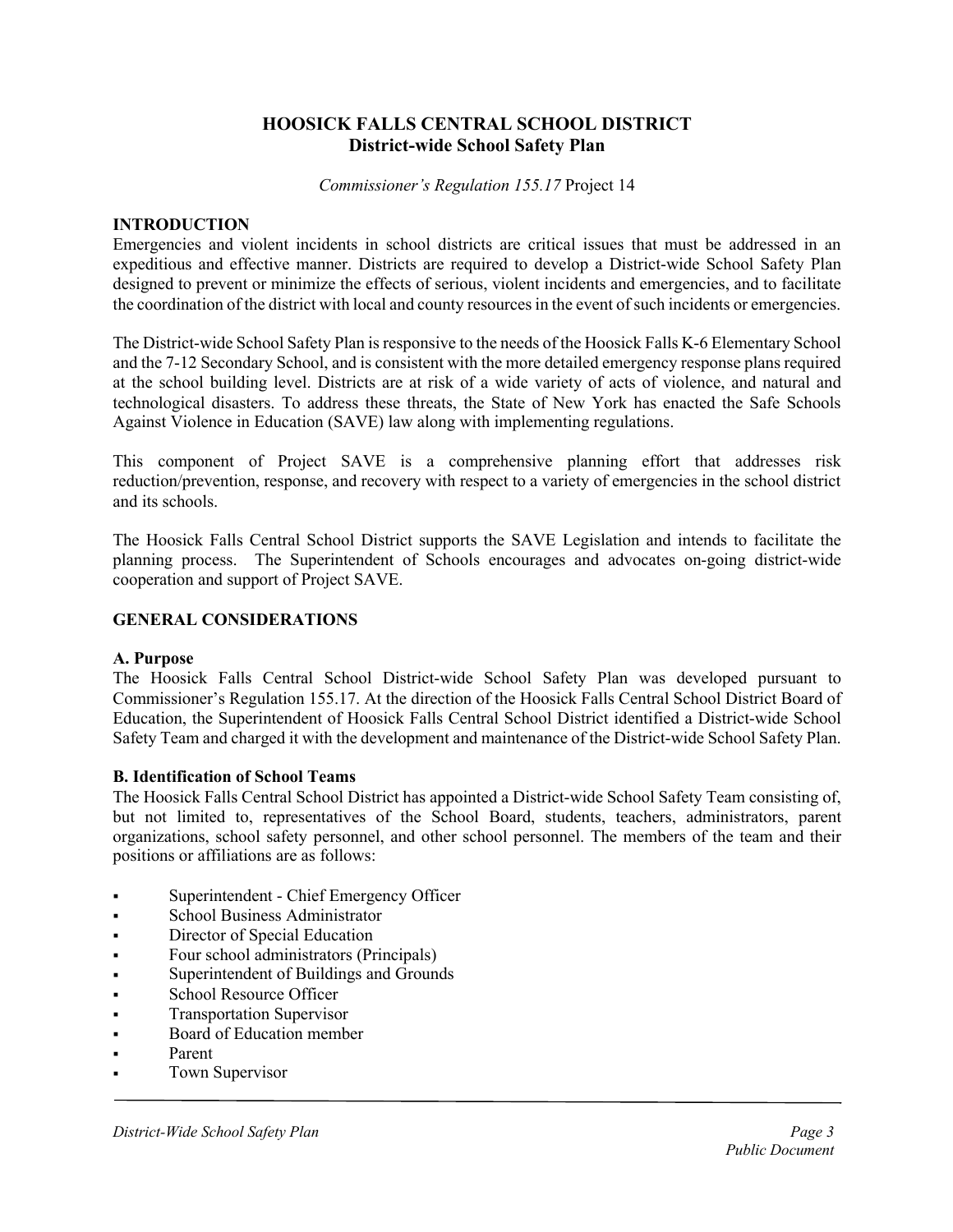# HOOSICK FALLS CENTRAL SCHOOL DISTRICT
## District-wide School Safety Plan

*Commissioner's Regulation 155.17* Project 14

### INTRODUCTION

Emergencies and violent incidents in school districts are critical issues that must be addressed in an expeditious and effective manner. Districts are required to develop a District-wide School Safety Plan designed to prevent or minimize the effects of serious, violent incidents and emergencies, and to facilitate the coordination of the district with local and county resources in the event of such incidents or emergencies.

The District-wide School Safety Plan is responsive to the needs of the Hoosick Falls K-6 Elementary School and the 7-12 Secondary School, and is consistent with the more detailed emergency response plans required at the school building level. Districts are at risk of a wide variety of acts of violence, and natural and technological disasters. To address these threats, the State of New York has enacted the Safe Schools Against Violence in Education (SAVE) law along with implementing regulations.

This component of Project SAVE is a comprehensive planning effort that addresses risk reduction/prevention, response, and recovery with respect to a variety of emergencies in the school district and its schools.

The Hoosick Falls Central School District supports the SAVE Legislation and intends to facilitate the planning process. The Superintendent of Schools encourages and advocates on-going district-wide cooperation and support of Project SAVE.

### GENERAL CONSIDERATIONS

#### A. Purpose

The Hoosick Falls Central School District-wide School Safety Plan was developed pursuant to Commissioner's Regulation 155.17. At the direction of the Hoosick Falls Central School District Board of Education, the Superintendent of Hoosick Falls Central School District identified a District-wide School Safety Team and charged it with the development and maintenance of the District-wide School Safety Plan.

#### B. Identification of School Teams

The Hoosick Falls Central School District has appointed a District-wide School Safety Team consisting of, but not limited to, representatives of the School Board, students, teachers, administrators, parent organizations, school safety personnel, and other school personnel. The members of the team and their positions or affiliations are as follows:

- Superintendent - Chief Emergency Officer
- School Business Administrator
- Director of Special Education
- Four school administrators (Principals)
- Superintendent of Buildings and Grounds
- School Resource Officer
- Transportation Supervisor
- Board of Education member
- Parent
- Town Supervisor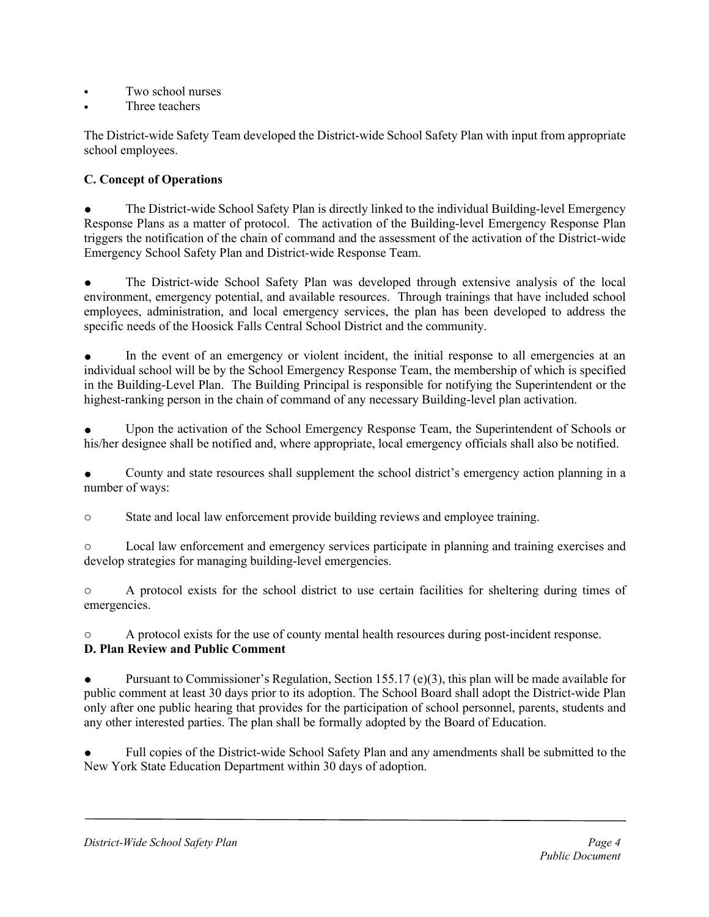- Two school nurses
- Three teachers

The District-wide Safety Team developed the District-wide School Safety Plan with input from appropriate school employees.

**C. Concept of Operations**

- The District-wide School Safety Plan is directly linked to the individual Building-level Emergency Response Plans as a matter of protocol. The activation of the Building-level Emergency Response Plan triggers the notification of the chain of command and the assessment of the activation of the District-wide Emergency School Safety Plan and District-wide Response Team.

- The District-wide School Safety Plan was developed through extensive analysis of the local environment, emergency potential, and available resources. Through trainings that have included school employees, administration, and local emergency services, the plan has been developed to address the specific needs of the Hoosick Falls Central School District and the community.

- In the event of an emergency or violent incident, the initial response to all emergencies at an individual school will be by the School Emergency Response Team, the membership of which is specified in the Building-Level Plan. The Building Principal is responsible for notifying the Superintendent or the highest-ranking person in the chain of command of any necessary Building-level plan activation.

- Upon the activation of the School Emergency Response Team, the Superintendent of Schools or his/her designee shall be notified and, where appropriate, local emergency officials shall also be notified.

- County and state resources shall supplement the school district's emergency action planning in a number of ways:

  - State and local law enforcement provide building reviews and employee training.

  - Local law enforcement and emergency services participate in planning and training exercises and develop strategies for managing building-level emergencies.

  - A protocol exists for the school district to use certain facilities for sheltering during times of emergencies.

  - A protocol exists for the use of county mental health resources during post-incident response.

**D. Plan Review and Public Comment**

- Pursuant to Commissioner's Regulation, Section 155.17 (e)(3), this plan will be made available for public comment at least 30 days prior to its adoption. The School Board shall adopt the District-wide Plan only after one public hearing that provides for the participation of school personnel, parents, students and any other interested parties. The plan shall be formally adopted by the Board of Education.

- Full copies of the District-wide School Safety Plan and any amendments shall be submitted to the New York State Education Department within 30 days of adoption.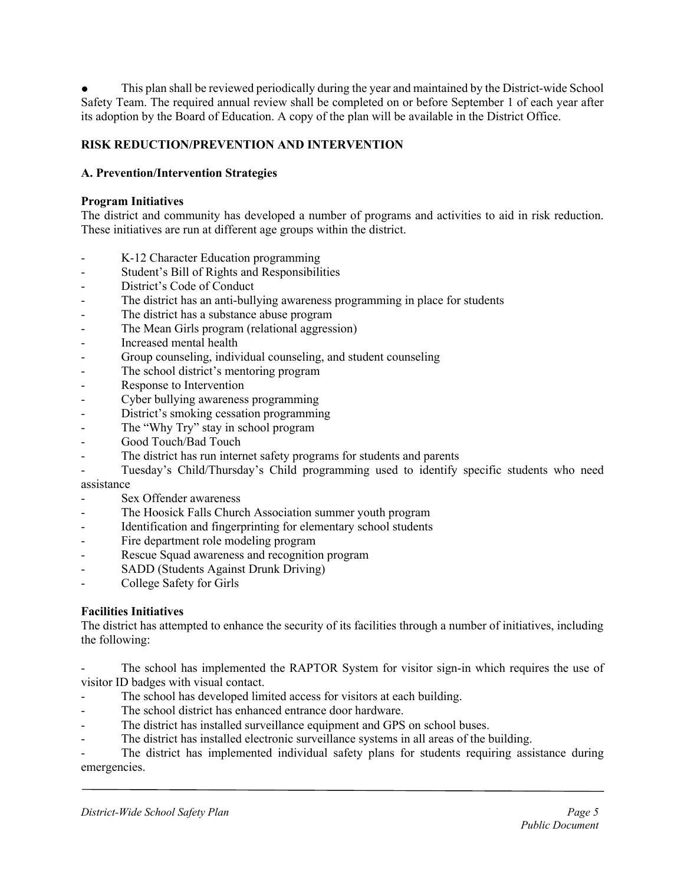- This plan shall be reviewed periodically during the year and maintained by the District-wide School Safety Team. The required annual review shall be completed on or before September 1 of each year after its adoption by the Board of Education. A copy of the plan will be available in the District Office.

## RISK REDUCTION/PREVENTION AND INTERVENTION

### A. Prevention/Intervention Strategies

**Program Initiatives**

The district and community has developed a number of programs and activities to aid in risk reduction. These initiatives are run at different age groups within the district.

- K-12 Character Education programming
- Student's Bill of Rights and Responsibilities
- District's Code of Conduct
- The district has an anti-bullying awareness programming in place for students
- The district has a substance abuse program
- The Mean Girls program (relational aggression)
- Increased mental health
- Group counseling, individual counseling, and student counseling
- The school district's mentoring program
- Response to Intervention
- Cyber bullying awareness programming
- District's smoking cessation programming
- The "Why Try" stay in school program
- Good Touch/Bad Touch
- The district has run internet safety programs for students and parents
- Tuesday's Child/Thursday's Child programming used to identify specific students who need assistance
- Sex Offender awareness
- The Hoosick Falls Church Association summer youth program
- Identification and fingerprinting for elementary school students
- Fire department role modeling program
- Rescue Squad awareness and recognition program
- SADD (Students Against Drunk Driving)
- College Safety for Girls

**Facilities Initiatives**

The district has attempted to enhance the security of its facilities through a number of initiatives, including the following:

- The school has implemented the RAPTOR System for visitor sign-in which requires the use of visitor ID badges with visual contact.
- The school has developed limited access for visitors at each building.
- The school district has enhanced entrance door hardware.
- The district has installed surveillance equipment and GPS on school buses.
- The district has installed electronic surveillance systems in all areas of the building.
- The district has implemented individual safety plans for students requiring assistance during emergencies.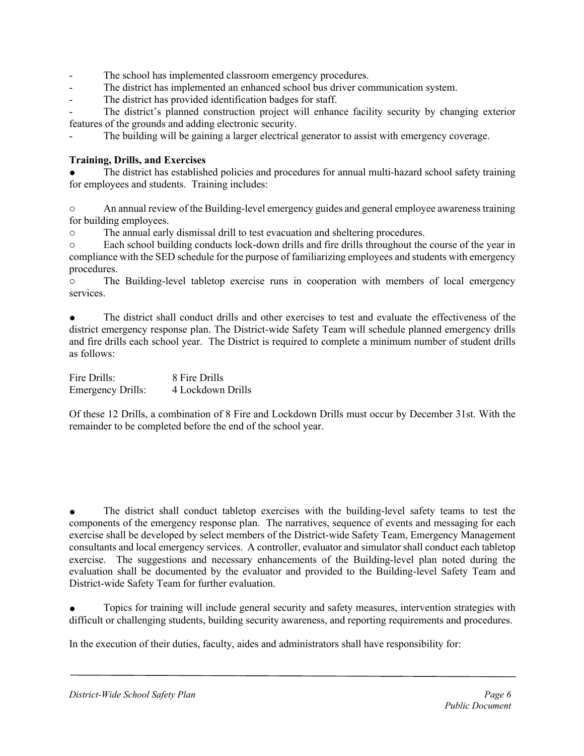- The school has implemented classroom emergency procedures.
- The district has implemented an enhanced school bus driver communication system.
- The district has provided identification badges for staff.
- The district's planned construction project will enhance facility security by changing exterior features of the grounds and adding electronic security.
- The building will be gaining a larger electrical generator to assist with emergency coverage.

**Training, Drills, and Exercises**

- The district has established policies and procedures for annual multi-hazard school safety training for employees and students. Training includes:

  - An annual review of the Building-level emergency guides and general employee awareness training for building employees.
  - The annual early dismissal drill to test evacuation and sheltering procedures.
  - Each school building conducts lock-down drills and fire drills throughout the course of the year in compliance with the SED schedule for the purpose of familiarizing employees and students with emergency procedures.
  - The Building-level tabletop exercise runs in cooperation with members of local emergency services.

- The district shall conduct drills and other exercises to test and evaluate the effectiveness of the district emergency response plan. The District-wide Safety Team will schedule planned emergency drills and fire drills each school year. The District is required to complete a minimum number of student drills as follows:

| | |
|---|---|
| Fire Drills: | 8 Fire Drills |
| Emergency Drills: | 4 Lockdown Drills |

Of these 12 Drills, a combination of 8 Fire and Lockdown Drills must occur by December 31st. With the remainder to be completed before the end of the school year.

- The district shall conduct tabletop exercises with the building-level safety teams to test the components of the emergency response plan. The narratives, sequence of events and messaging for each exercise shall be developed by select members of the District-wide Safety Team, Emergency Management consultants and local emergency services. A controller, evaluator and simulator shall conduct each tabletop exercise. The suggestions and necessary enhancements of the Building-level plan noted during the evaluation shall be documented by the evaluator and provided to the Building-level Safety Team and District-wide Safety Team for further evaluation.

- Topics for training will include general security and safety measures, intervention strategies with difficult or challenging students, building security awareness, and reporting requirements and procedures.

In the execution of their duties, faculty, aides and administrators shall have responsibility for: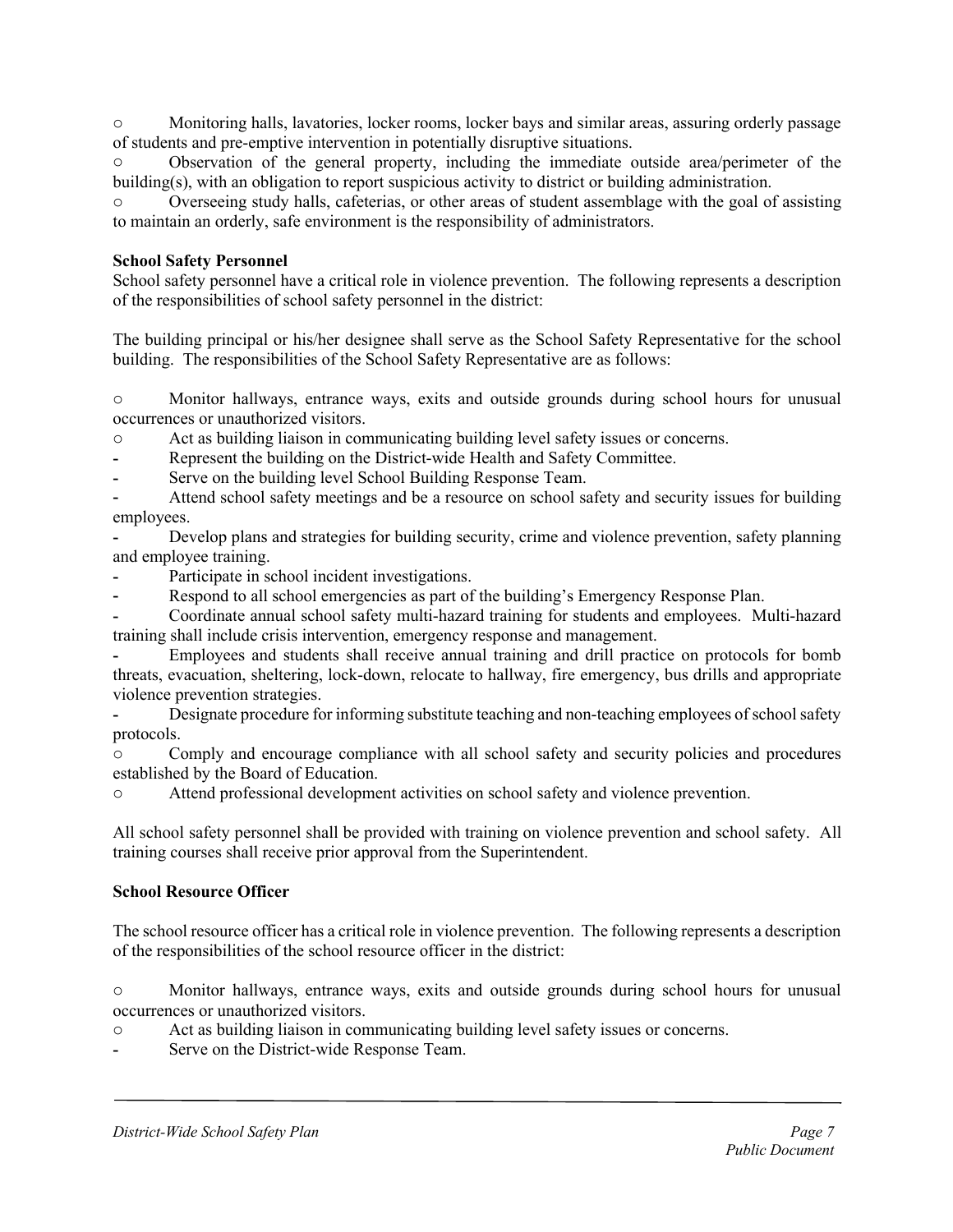- Monitoring halls, lavatories, locker rooms, locker bays and similar areas, assuring orderly passage of students and pre-emptive intervention in potentially disruptive situations.
- Observation of the general property, including the immediate outside area/perimeter of the building(s), with an obligation to report suspicious activity to district or building administration.
- Overseeing study halls, cafeterias, or other areas of student assemblage with the goal of assisting to maintain an orderly, safe environment is the responsibility of administrators.

**School Safety Personnel**

School safety personnel have a critical role in violence prevention. The following represents a description of the responsibilities of school safety personnel in the district:

The building principal or his/her designee shall serve as the School Safety Representative for the school building. The responsibilities of the School Safety Representative are as follows:

- Monitor hallways, entrance ways, exits and outside grounds during school hours for unusual occurrences or unauthorized visitors.
- Act as building liaison in communicating building level safety issues or concerns.
- Represent the building on the District-wide Health and Safety Committee.
- Serve on the building level School Building Response Team.
- Attend school safety meetings and be a resource on school safety and security issues for building employees.
- Develop plans and strategies for building security, crime and violence prevention, safety planning and employee training.
- Participate in school incident investigations.
- Respond to all school emergencies as part of the building's Emergency Response Plan.
- Coordinate annual school safety multi-hazard training for students and employees. Multi-hazard training shall include crisis intervention, emergency response and management.
- Employees and students shall receive annual training and drill practice on protocols for bomb threats, evacuation, sheltering, lock-down, relocate to hallway, fire emergency, bus drills and appropriate violence prevention strategies.
- Designate procedure for informing substitute teaching and non-teaching employees of school safety protocols.
- Comply and encourage compliance with all school safety and security policies and procedures established by the Board of Education.
- Attend professional development activities on school safety and violence prevention.

All school safety personnel shall be provided with training on violence prevention and school safety. All training courses shall receive prior approval from the Superintendent.

**School Resource Officer**

The school resource officer has a critical role in violence prevention. The following represents a description of the responsibilities of the school resource officer in the district:

- Monitor hallways, entrance ways, exits and outside grounds during school hours for unusual occurrences or unauthorized visitors.
- Act as building liaison in communicating building level safety issues or concerns.
- Serve on the District-wide Response Team.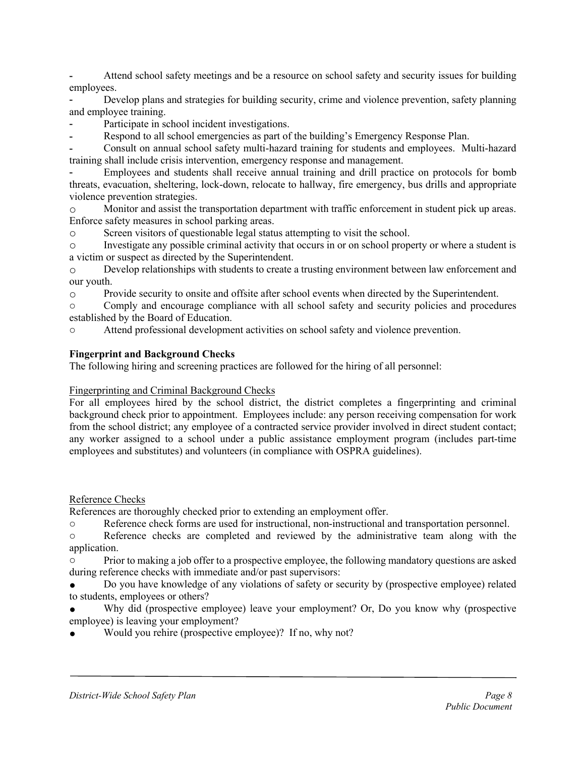- Attend school safety meetings and be a resource on school safety and security issues for building employees.
- Develop plans and strategies for building security, crime and violence prevention, safety planning and employee training.
- Participate in school incident investigations.
- Respond to all school emergencies as part of the building's Emergency Response Plan.
- Consult on annual school safety multi-hazard training for students and employees. Multi-hazard training shall include crisis intervention, emergency response and management.
- Employees and students shall receive annual training and drill practice on protocols for bomb threats, evacuation, sheltering, lock-down, relocate to hallway, fire emergency, bus drills and appropriate violence prevention strategies.

- Monitor and assist the transportation department with traffic enforcement in student pick up areas. Enforce safety measures in school parking areas.
- Screen visitors of questionable legal status attempting to visit the school.
- Investigate any possible criminal activity that occurs in or on school property or where a student is a victim or suspect as directed by the Superintendent.
- Develop relationships with students to create a trusting environment between law enforcement and our youth.
- Provide security to onsite and offsite after school events when directed by the Superintendent.
- Comply and encourage compliance with all school safety and security policies and procedures established by the Board of Education.
- Attend professional development activities on school safety and violence prevention.

**Fingerprint and Background Checks**

The following hiring and screening practices are followed for the hiring of all personnel:

Fingerprinting and Criminal Background Checks

For all employees hired by the school district, the district completes a fingerprinting and criminal background check prior to appointment. Employees include: any person receiving compensation for work from the school district; any employee of a contracted service provider involved in direct student contact; any worker assigned to a school under a public assistance employment program (includes part-time employees and substitutes) and volunteers (in compliance with OSPRA guidelines).

Reference Checks

References are thoroughly checked prior to extending an employment offer.

- Reference check forms are used for instructional, non-instructional and transportation personnel.
- Reference checks are completed and reviewed by the administrative team along with the application.
- Prior to making a job offer to a prospective employee, the following mandatory questions are asked during reference checks with immediate and/or past supervisors:
  - Do you have knowledge of any violations of safety or security by (prospective employee) related to students, employees or others?
  - Why did (prospective employee) leave your employment? Or, Do you know why (prospective employee) is leaving your employment?
  - Would you rehire (prospective employee)? If no, why not?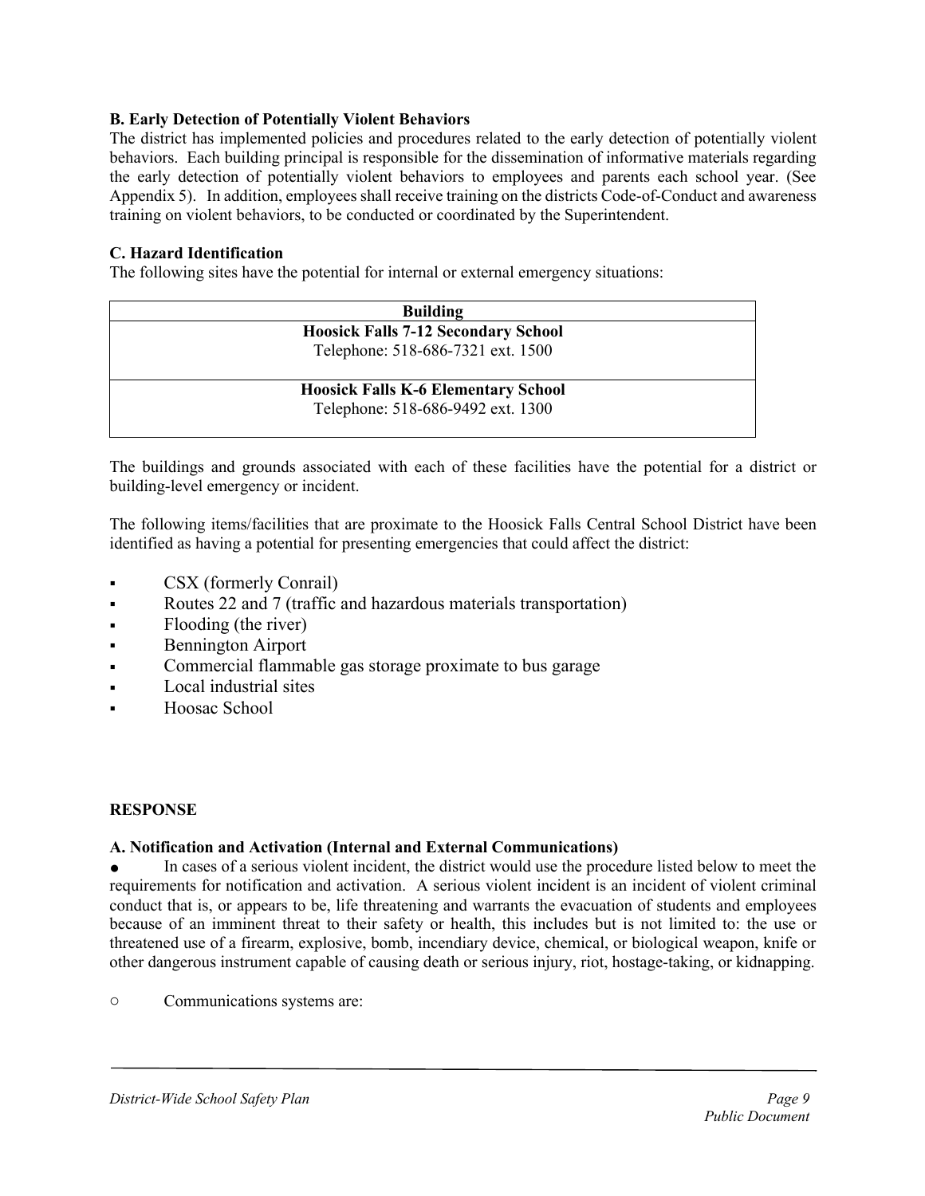**B. Early Detection of Potentially Violent Behaviors**

The district has implemented policies and procedures related to the early detection of potentially violent behaviors. Each building principal is responsible for the dissemination of informative materials regarding the early detection of potentially violent behaviors to employees and parents each school year. (See Appendix 5). In addition, employees shall receive training on the districts Code-of-Conduct and awareness training on violent behaviors, to be conducted or coordinated by the Superintendent.

**C. Hazard Identification**

The following sites have the potential for internal or external emergency situations:

| Building |
| --- |
| **Hoosick Falls 7-12 Secondary School**<br>Telephone: 518-686-7321 ext. 1500 |
| **Hoosick Falls K-6 Elementary School**<br>Telephone: 518-686-9492 ext. 1300 |

The buildings and grounds associated with each of these facilities have the potential for a district or building-level emergency or incident.

The following items/facilities that are proximate to the Hoosick Falls Central School District have been identified as having a potential for presenting emergencies that could affect the district:

- CSX (formerly Conrail)
- Routes 22 and 7 (traffic and hazardous materials transportation)
- Flooding (the river)
- Bennington Airport
- Commercial flammable gas storage proximate to bus garage
- Local industrial sites
- Hoosac School

**RESPONSE**

**A. Notification and Activation (Internal and External Communications)**

- In cases of a serious violent incident, the district would use the procedure listed below to meet the requirements for notification and activation. A serious violent incident is an incident of violent criminal conduct that is, or appears to be, life threatening and warrants the evacuation of students and employees because of an imminent threat to their safety or health, this includes but is not limited to: the use or threatened use of a firearm, explosive, bomb, incendiary device, chemical, or biological weapon, knife or other dangerous instrument capable of causing death or serious injury, riot, hostage-taking, or kidnapping.

   - Communications systems are: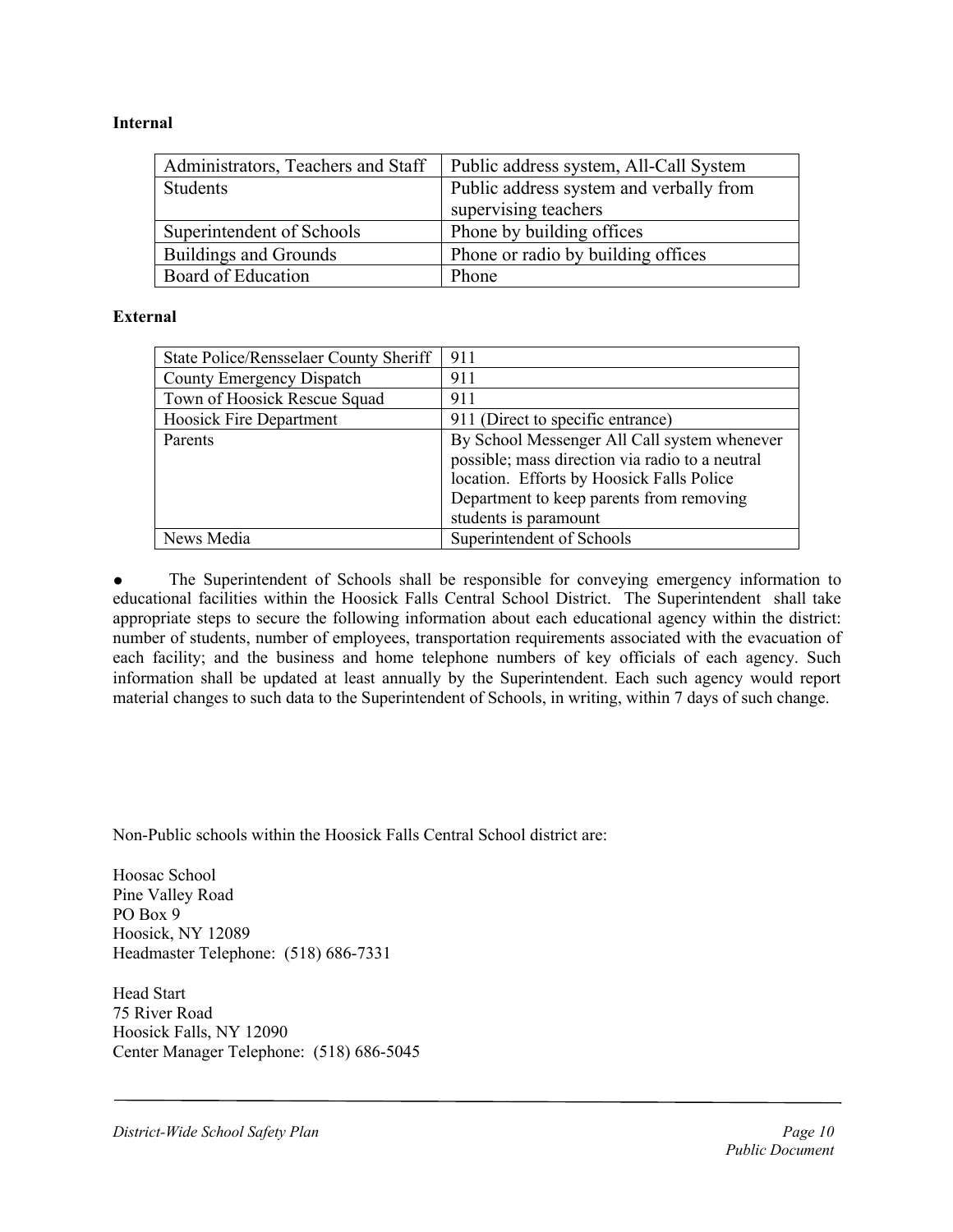**Internal**

| Administrators, Teachers and Staff | Public address system, All-Call System |
|---|---|
| Students | Public address system and verbally from supervising teachers |
| Superintendent of Schools | Phone by building offices |
| Buildings and Grounds | Phone or radio by building offices |
| Board of Education | Phone |

**External**

| State Police/Rensselaer County Sheriff | 911 |
|---|---|
| County Emergency Dispatch | 911 |
| Town of Hoosick Rescue Squad | 911 |
| Hoosick Fire Department | 911 (Direct to specific entrance) |
| Parents | By School Messenger All Call system whenever possible; mass direction via radio to a neutral location. Efforts by Hoosick Falls Police Department to keep parents from removing students is paramount |
| News Media | Superintendent of Schools |

- The Superintendent of Schools shall be responsible for conveying emergency information to educational facilities within the Hoosick Falls Central School District. The Superintendent shall take appropriate steps to secure the following information about each educational agency within the district: number of students, number of employees, transportation requirements associated with the evacuation of each facility; and the business and home telephone numbers of key officials of each agency. Such information shall be updated at least annually by the Superintendent. Each such agency would report material changes to such data to the Superintendent of Schools, in writing, within 7 days of such change.

Non-Public schools within the Hoosick Falls Central School district are:

Hoosac School
Pine Valley Road
PO Box 9
Hoosick, NY 12089
Headmaster Telephone: (518) 686-7331

Head Start
75 River Road
Hoosick Falls, NY 12090
Center Manager Telephone: (518) 686-5045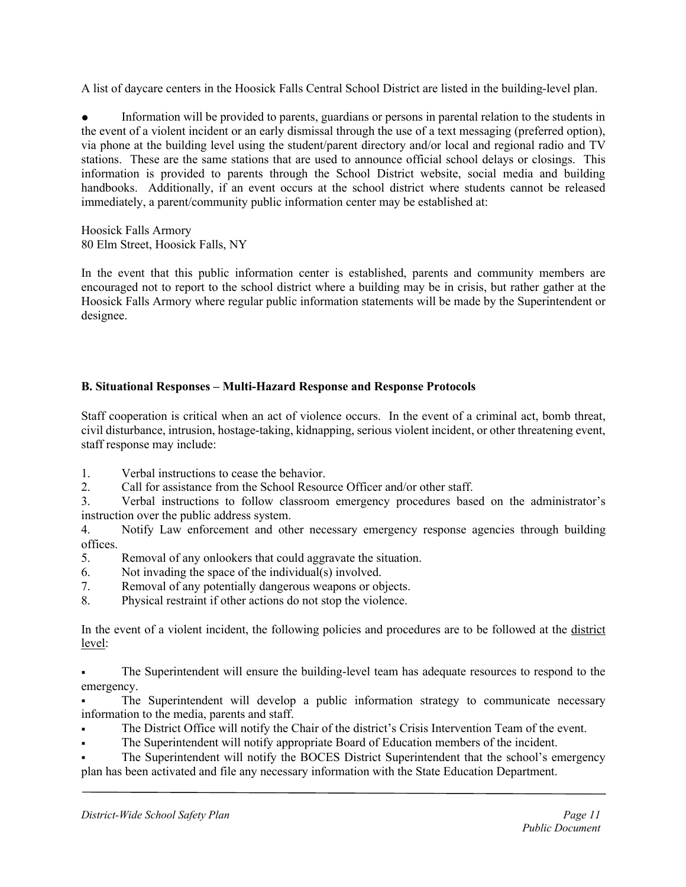A list of daycare centers in the Hoosick Falls Central School District are listed in the building-level plan.

- Information will be provided to parents, guardians or persons in parental relation to the students in the event of a violent incident or an early dismissal through the use of a text messaging (preferred option), via phone at the building level using the student/parent directory and/or local and regional radio and TV stations. These are the same stations that are used to announce official school delays or closings. This information is provided to parents through the School District website, social media and building handbooks. Additionally, if an event occurs at the school district where students cannot be released immediately, a parent/community public information center may be established at:

Hoosick Falls Armory
80 Elm Street, Hoosick Falls, NY

In the event that this public information center is established, parents and community members are encouraged not to report to the school district where a building may be in crisis, but rather gather at the Hoosick Falls Armory where regular public information statements will be made by the Superintendent or designee.

### B. Situational Responses – Multi-Hazard Response and Response Protocols

Staff cooperation is critical when an act of violence occurs. In the event of a criminal act, bomb threat, civil disturbance, intrusion, hostage-taking, kidnapping, serious violent incident, or other threatening event, staff response may include:

1. Verbal instructions to cease the behavior.
2. Call for assistance from the School Resource Officer and/or other staff.
3. Verbal instructions to follow classroom emergency procedures based on the administrator's instruction over the public address system.
4. Notify Law enforcement and other necessary emergency response agencies through building offices.
5. Removal of any onlookers that could aggravate the situation.
6. Not invading the space of the individual(s) involved.
7. Removal of any potentially dangerous weapons or objects.
8. Physical restraint if other actions do not stop the violence.

In the event of a violent incident, the following policies and procedures are to be followed at the district level:

- The Superintendent will ensure the building-level team has adequate resources to respond to the emergency.
- The Superintendent will develop a public information strategy to communicate necessary information to the media, parents and staff.
- The District Office will notify the Chair of the district's Crisis Intervention Team of the event.
- The Superintendent will notify appropriate Board of Education members of the incident.
- The Superintendent will notify the BOCES District Superintendent that the school's emergency plan has been activated and file any necessary information with the State Education Department.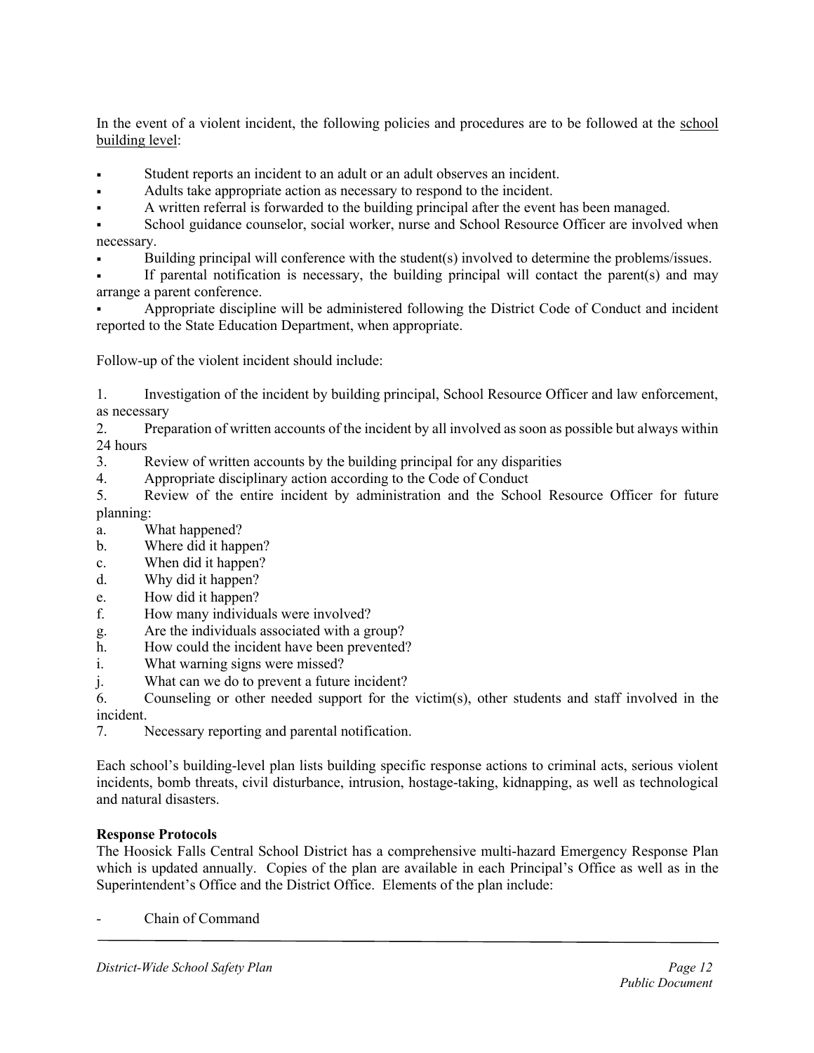In the event of a violent incident, the following policies and procedures are to be followed at the <u>school building level</u>:

- Student reports an incident to an adult or an adult observes an incident.
- Adults take appropriate action as necessary to respond to the incident.
- A written referral is forwarded to the building principal after the event has been managed.
- School guidance counselor, social worker, nurse and School Resource Officer are involved when necessary.
- Building principal will conference with the student(s) involved to determine the problems/issues.
- If parental notification is necessary, the building principal will contact the parent(s) and may arrange a parent conference.
- Appropriate discipline will be administered following the District Code of Conduct and incident reported to the State Education Department, when appropriate.

Follow-up of the violent incident should include:

1. Investigation of the incident by building principal, School Resource Officer and law enforcement, as necessary
2. Preparation of written accounts of the incident by all involved as soon as possible but always within 24 hours
3. Review of written accounts by the building principal for any disparities
4. Appropriate disciplinary action according to the Code of Conduct
5. Review of the entire incident by administration and the School Resource Officer for future planning:
   a. What happened?
   b. Where did it happen?
   c. When did it happen?
   d. Why did it happen?
   e. How did it happen?
   f. How many individuals were involved?
   g. Are the individuals associated with a group?
   h. How could the incident have been prevented?
   i. What warning signs were missed?
   j. What can we do to prevent a future incident?
6. Counseling or other needed support for the victim(s), other students and staff involved in the incident.
7. Necessary reporting and parental notification.

Each school's building-level plan lists building specific response actions to criminal acts, serious violent incidents, bomb threats, civil disturbance, intrusion, hostage-taking, kidnapping, as well as technological and natural disasters.

**Response Protocols**

The Hoosick Falls Central School District has a comprehensive multi-hazard Emergency Response Plan which is updated annually. Copies of the plan are available in each Principal's Office as well as in the Superintendent's Office and the District Office. Elements of the plan include:

- Chain of Command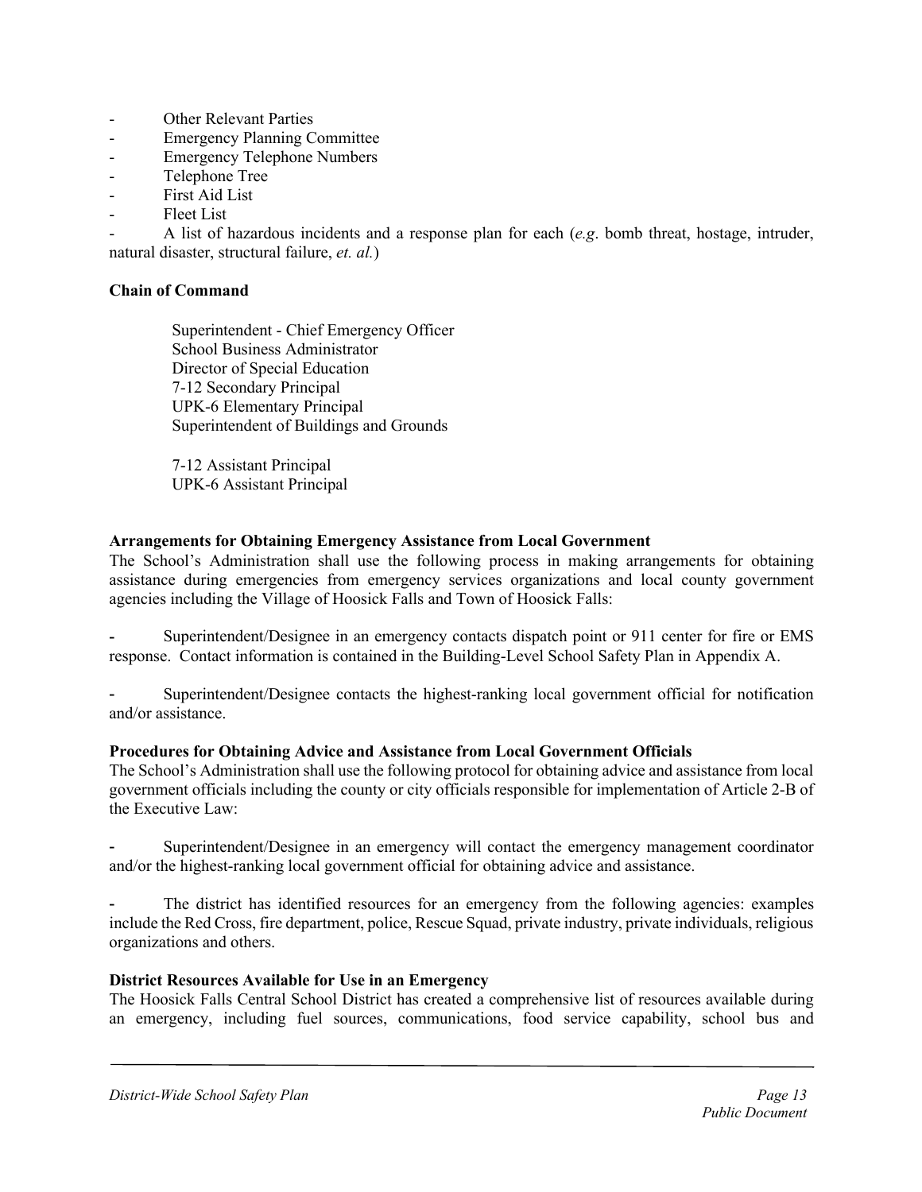- Other Relevant Parties
- Emergency Planning Committee
- Emergency Telephone Numbers
- Telephone Tree
- First Aid List
- Fleet List
- A list of hazardous incidents and a response plan for each (*e.g*. bomb threat, hostage, intruder, natural disaster, structural failure, *et. al.*)

**Chain of Command**

Superintendent - Chief Emergency Officer
School Business Administrator
Director of Special Education
7-12 Secondary Principal
UPK-6 Elementary Principal
Superintendent of Buildings and Grounds

7-12 Assistant Principal
UPK-6 Assistant Principal

**Arrangements for Obtaining Emergency Assistance from Local Government**
The School's Administration shall use the following process in making arrangements for obtaining assistance during emergencies from emergency services organizations and local county government agencies including the Village of Hoosick Falls and Town of Hoosick Falls:

- Superintendent/Designee in an emergency contacts dispatch point or 911 center for fire or EMS response. Contact information is contained in the Building-Level School Safety Plan in Appendix A.

- Superintendent/Designee contacts the highest-ranking local government official for notification and/or assistance.

**Procedures for Obtaining Advice and Assistance from Local Government Officials**
The School's Administration shall use the following protocol for obtaining advice and assistance from local government officials including the county or city officials responsible for implementation of Article 2-B of the Executive Law:

- Superintendent/Designee in an emergency will contact the emergency management coordinator and/or the highest-ranking local government official for obtaining advice and assistance.

- The district has identified resources for an emergency from the following agencies: examples include the Red Cross, fire department, police, Rescue Squad, private industry, private individuals, religious organizations and others.

**District Resources Available for Use in an Emergency**
The Hoosick Falls Central School District has created a comprehensive list of resources available during an emergency, including fuel sources, communications, food service capability, school bus and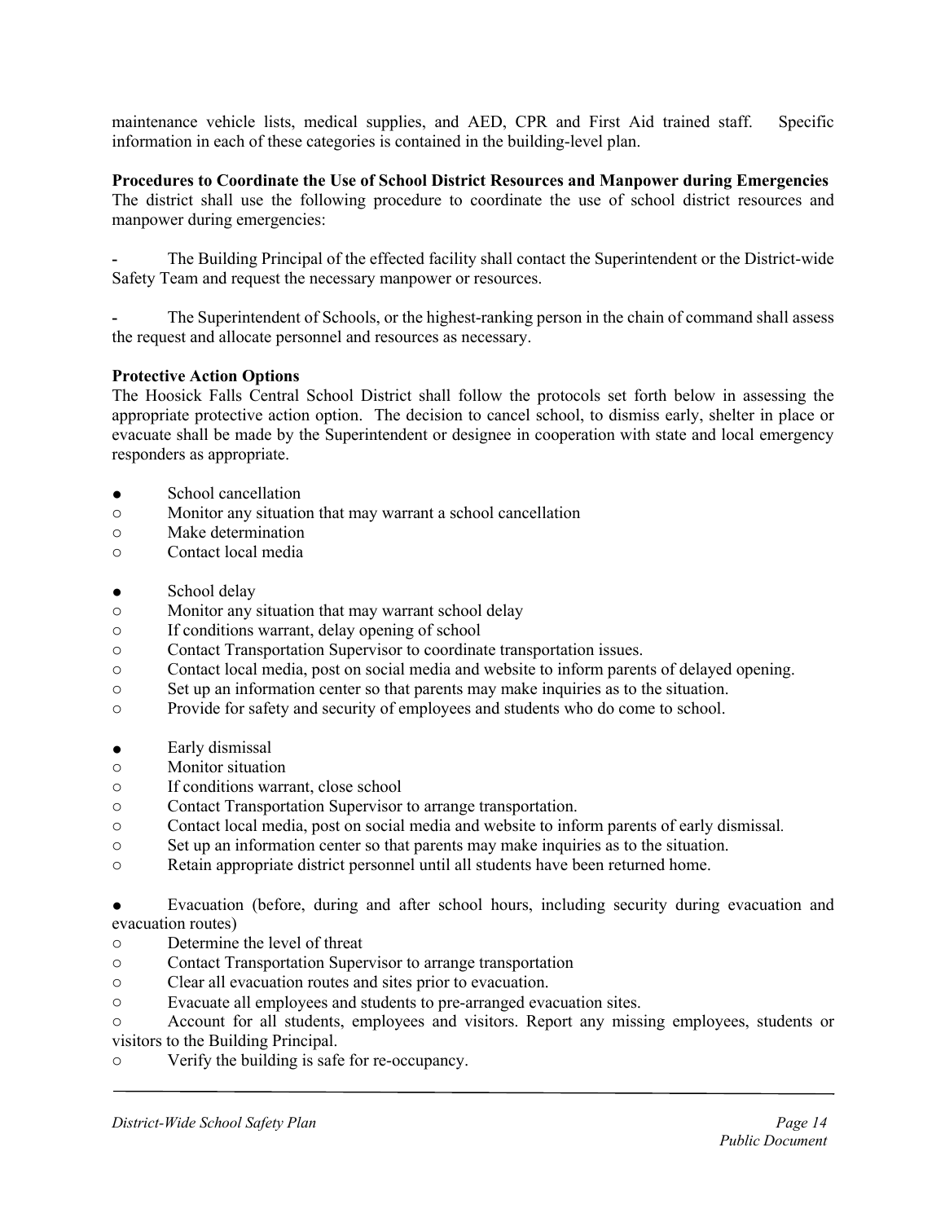maintenance vehicle lists, medical supplies, and AED, CPR and First Aid trained staff. Specific information in each of these categories is contained in the building-level plan.

**Procedures to Coordinate the Use of School District Resources and Manpower during Emergencies**

The district shall use the following procedure to coordinate the use of school district resources and manpower during emergencies:

- The Building Principal of the effected facility shall contact the Superintendent or the District-wide Safety Team and request the necessary manpower or resources.

- The Superintendent of Schools, or the highest-ranking person in the chain of command shall assess the request and allocate personnel and resources as necessary.

**Protective Action Options**

The Hoosick Falls Central School District shall follow the protocols set forth below in assessing the appropriate protective action option. The decision to cancel school, to dismiss early, shelter in place or evacuate shall be made by the Superintendent or designee in cooperation with state and local emergency responders as appropriate.

- School cancellation
  - Monitor any situation that may warrant a school cancellation
  - Make determination
  - Contact local media

- School delay
  - Monitor any situation that may warrant school delay
  - If conditions warrant, delay opening of school
  - Contact Transportation Supervisor to coordinate transportation issues.
  - Contact local media, post on social media and website to inform parents of delayed opening.
  - Set up an information center so that parents may make inquiries as to the situation.
  - Provide for safety and security of employees and students who do come to school.

- Early dismissal
  - Monitor situation
  - If conditions warrant, close school
  - Contact Transportation Supervisor to arrange transportation.
  - Contact local media, post on social media and website to inform parents of early dismissal.
  - Set up an information center so that parents may make inquiries as to the situation.
  - Retain appropriate district personnel until all students have been returned home.

- Evacuation (before, during and after school hours, including security during evacuation and evacuation routes)
  - Determine the level of threat
  - Contact Transportation Supervisor to arrange transportation
  - Clear all evacuation routes and sites prior to evacuation.
  - Evacuate all employees and students to pre-arranged evacuation sites.
  - Account for all students, employees and visitors. Report any missing employees, students or visitors to the Building Principal.
  - Verify the building is safe for re-occupancy.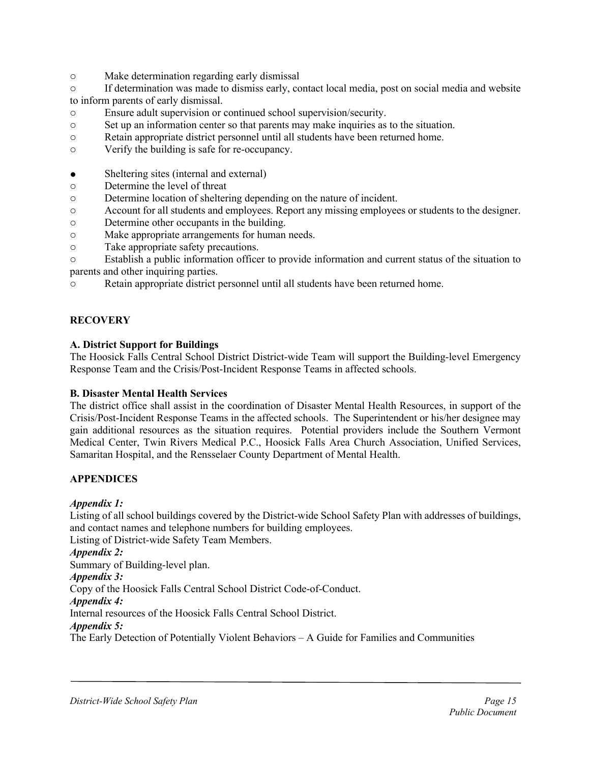- Make determination regarding early dismissal
- If determination was made to dismiss early, contact local media, post on social media and website to inform parents of early dismissal.
- Ensure adult supervision or continued school supervision/security.
- Set up an information center so that parents may make inquiries as to the situation.
- Retain appropriate district personnel until all students have been returned home.
- Verify the building is safe for re-occupancy.

● Sheltering sites (internal and external)

- Determine the level of threat
- Determine location of sheltering depending on the nature of incident.
- Account for all students and employees. Report any missing employees or students to the designer.
- Determine other occupants in the building.
- Make appropriate arrangements for human needs.
- Take appropriate safety precautions.
- Establish a public information officer to provide information and current status of the situation to parents and other inquiring parties.
- Retain appropriate district personnel until all students have been returned home.

## RECOVERY

### A. District Support for Buildings

The Hoosick Falls Central School District District-wide Team will support the Building-level Emergency Response Team and the Crisis/Post-Incident Response Teams in affected schools.

### B. Disaster Mental Health Services

The district office shall assist in the coordination of Disaster Mental Health Resources, in support of the Crisis/Post-Incident Response Teams in the affected schools. The Superintendent or his/her designee may gain additional resources as the situation requires. Potential providers include the Southern Vermont Medical Center, Twin Rivers Medical P.C., Hoosick Falls Area Church Association, Unified Services, Samaritan Hospital, and the Rensselaer County Department of Mental Health.

## APPENDICES

***Appendix 1:***
Listing of all school buildings covered by the District-wide School Safety Plan with addresses of buildings, and contact names and telephone numbers for building employees.
Listing of District-wide Safety Team Members.

***Appendix 2:***
Summary of Building-level plan.

***Appendix 3:***
Copy of the Hoosick Falls Central School District Code-of-Conduct.

***Appendix 4:***
Internal resources of the Hoosick Falls Central School District.

***Appendix 5:***
The Early Detection of Potentially Violent Behaviors – A Guide for Families and Communities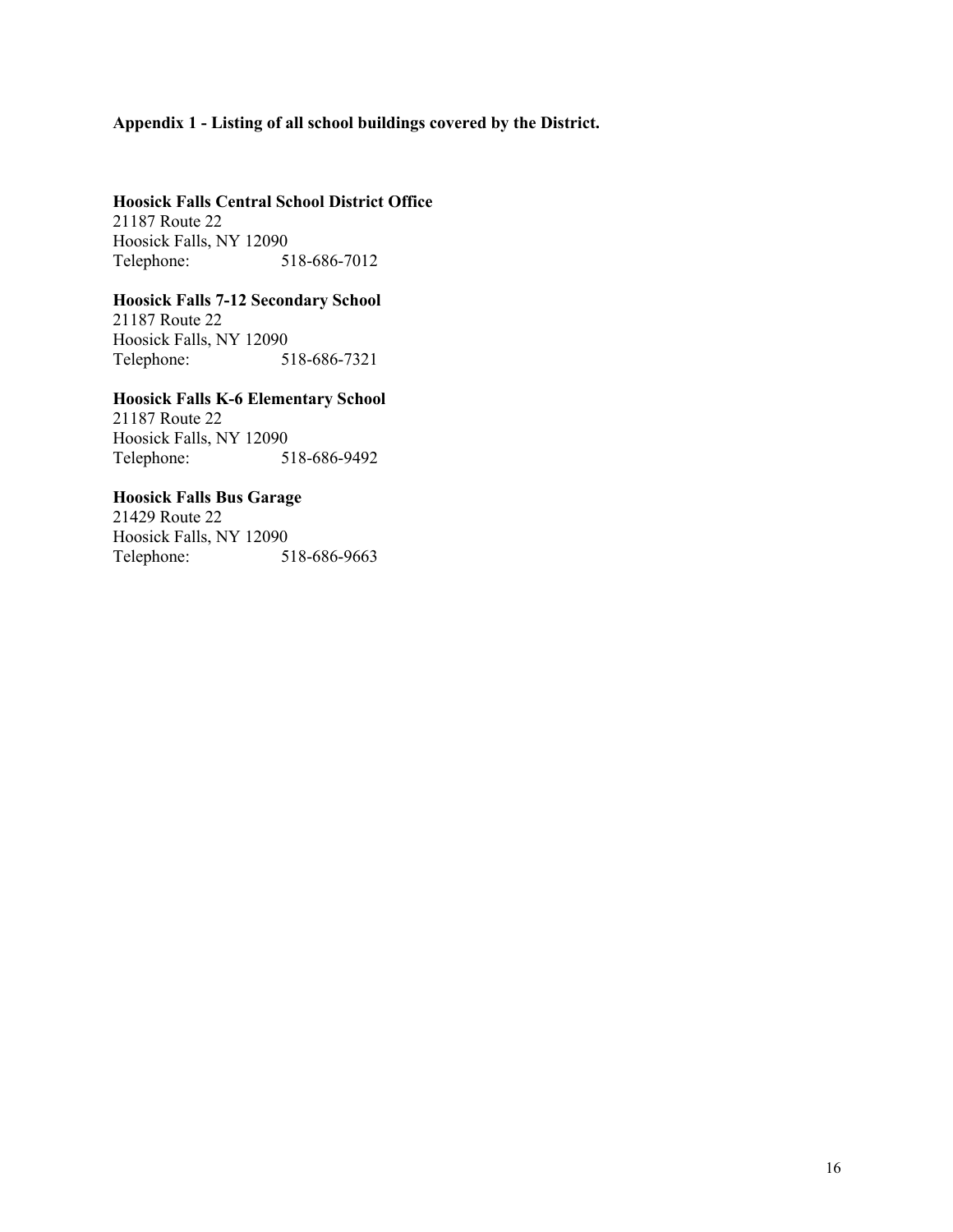**Appendix 1 - Listing of all school buildings covered by the District.**

**Hoosick Falls Central School District Office**
21187 Route 22
Hoosick Falls, NY 12090
Telephone: 518-686-7012

**Hoosick Falls 7-12 Secondary School**
21187 Route 22
Hoosick Falls, NY 12090
Telephone: 518-686-7321

**Hoosick Falls K-6 Elementary School**
21187 Route 22
Hoosick Falls, NY 12090
Telephone: 518-686-9492

**Hoosick Falls Bus Garage**
21429 Route 22
Hoosick Falls, NY 12090
Telephone: 518-686-9663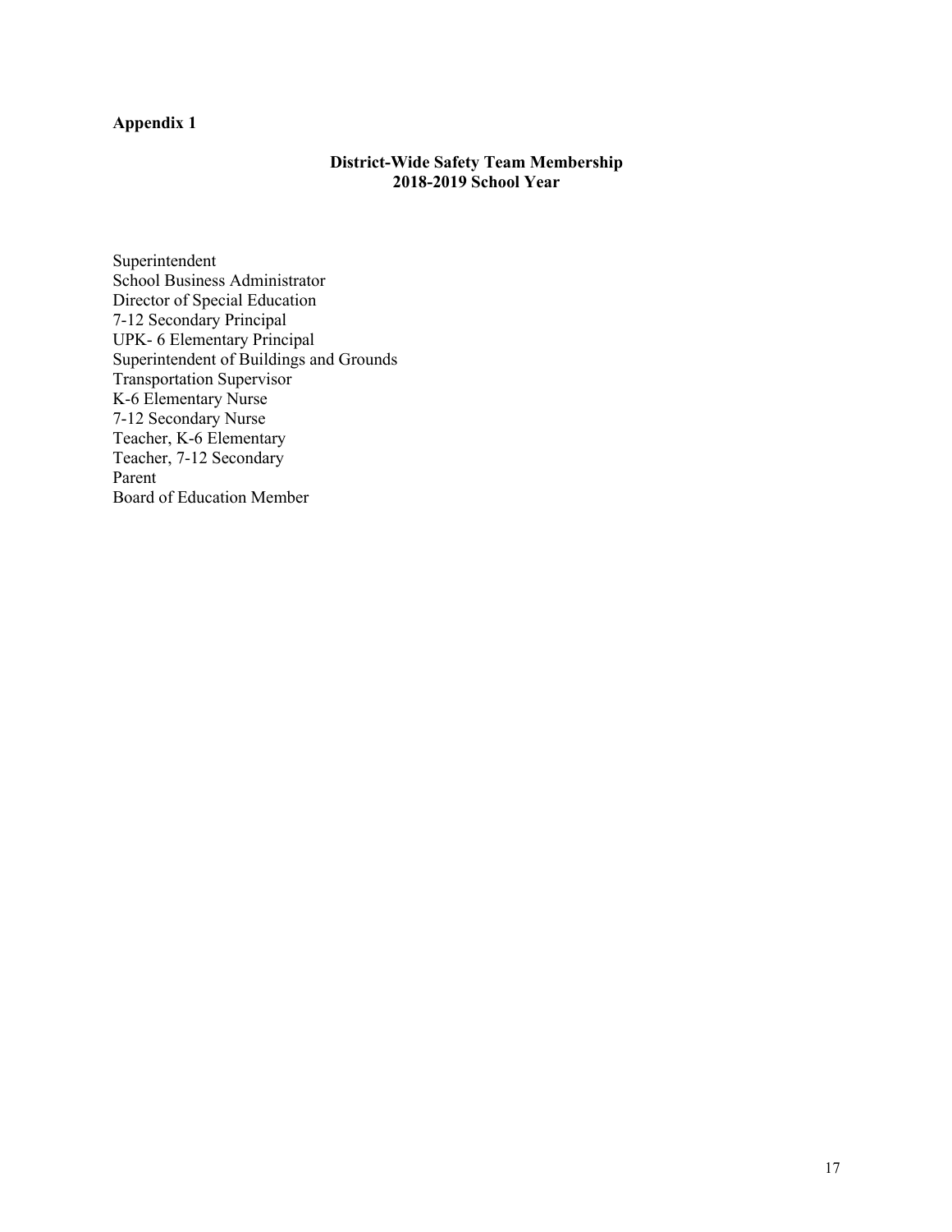**Appendix 1**

## District-Wide Safety Team Membership
## 2018-2019 School Year

Superintendent
School Business Administrator
Director of Special Education
7-12 Secondary Principal
UPK- 6 Elementary Principal
Superintendent of Buildings and Grounds
Transportation Supervisor
K-6 Elementary Nurse
7-12 Secondary Nurse
Teacher, K-6 Elementary
Teacher, 7-12 Secondary
Parent
Board of Education Member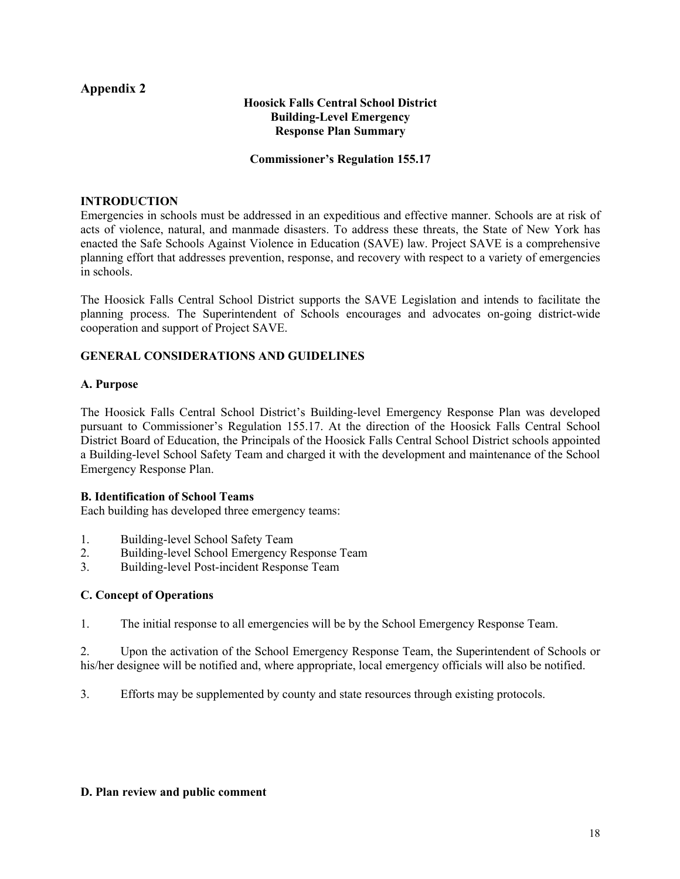## Appendix 2

**Hoosick Falls Central School District**
**Building-Level Emergency**
**Response Plan Summary**

**Commissioner's Regulation 155.17**

### INTRODUCTION

Emergencies in schools must be addressed in an expeditious and effective manner. Schools are at risk of acts of violence, natural, and manmade disasters. To address these threats, the State of New York has enacted the Safe Schools Against Violence in Education (SAVE) law. Project SAVE is a comprehensive planning effort that addresses prevention, response, and recovery with respect to a variety of emergencies in schools.

The Hoosick Falls Central School District supports the SAVE Legislation and intends to facilitate the planning process. The Superintendent of Schools encourages and advocates on-going district-wide cooperation and support of Project SAVE.

### GENERAL CONSIDERATIONS AND GUIDELINES

#### A. Purpose

The Hoosick Falls Central School District's Building-level Emergency Response Plan was developed pursuant to Commissioner's Regulation 155.17. At the direction of the Hoosick Falls Central School District Board of Education, the Principals of the Hoosick Falls Central School District schools appointed a Building-level School Safety Team and charged it with the development and maintenance of the School Emergency Response Plan.

#### B. Identification of School Teams

Each building has developed three emergency teams:

1. Building-level School Safety Team
2. Building-level School Emergency Response Team
3. Building-level Post-incident Response Team

#### C. Concept of Operations

1. The initial response to all emergencies will be by the School Emergency Response Team.

2. Upon the activation of the School Emergency Response Team, the Superintendent of Schools or his/her designee will be notified and, where appropriate, local emergency officials will also be notified.

3. Efforts may be supplemented by county and state resources through existing protocols.

#### D. Plan review and public comment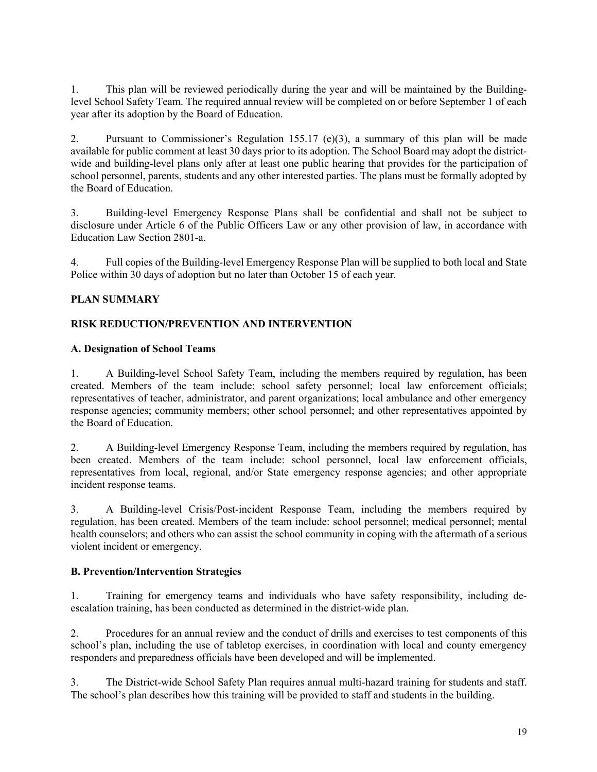1. This plan will be reviewed periodically during the year and will be maintained by the Building-level School Safety Team. The required annual review will be completed on or before September 1 of each year after its adoption by the Board of Education.

2. Pursuant to Commissioner's Regulation 155.17 (e)(3), a summary of this plan will be made available for public comment at least 30 days prior to its adoption. The School Board may adopt the district-wide and building-level plans only after at least one public hearing that provides for the participation of school personnel, parents, students and any other interested parties. The plans must be formally adopted by the Board of Education.

3. Building-level Emergency Response Plans shall be confidential and shall not be subject to disclosure under Article 6 of the Public Officers Law or any other provision of law, in accordance with Education Law Section 2801-a.

4. Full copies of the Building-level Emergency Response Plan will be supplied to both local and State Police within 30 days of adoption but no later than October 15 of each year.

## PLAN SUMMARY

## RISK REDUCTION/PREVENTION AND INTERVENTION

### A. Designation of School Teams

1. A Building-level School Safety Team, including the members required by regulation, has been created. Members of the team include: school safety personnel; local law enforcement officials; representatives of teacher, administrator, and parent organizations; local ambulance and other emergency response agencies; community members; other school personnel; and other representatives appointed by the Board of Education.

2. A Building-level Emergency Response Team, including the members required by regulation, has been created. Members of the team include: school personnel, local law enforcement officials, representatives from local, regional, and/or State emergency response agencies; and other appropriate incident response teams.

3. A Building-level Crisis/Post-incident Response Team, including the members required by regulation, has been created. Members of the team include: school personnel; medical personnel; mental health counselors; and others who can assist the school community in coping with the aftermath of a serious violent incident or emergency.

### B. Prevention/Intervention Strategies

1. Training for emergency teams and individuals who have safety responsibility, including de-escalation training, has been conducted as determined in the district-wide plan.

2. Procedures for an annual review and the conduct of drills and exercises to test components of this school's plan, including the use of tabletop exercises, in coordination with local and county emergency responders and preparedness officials have been developed and will be implemented.

3. The District-wide School Safety Plan requires annual multi-hazard training for students and staff. The school's plan describes how this training will be provided to staff and students in the building.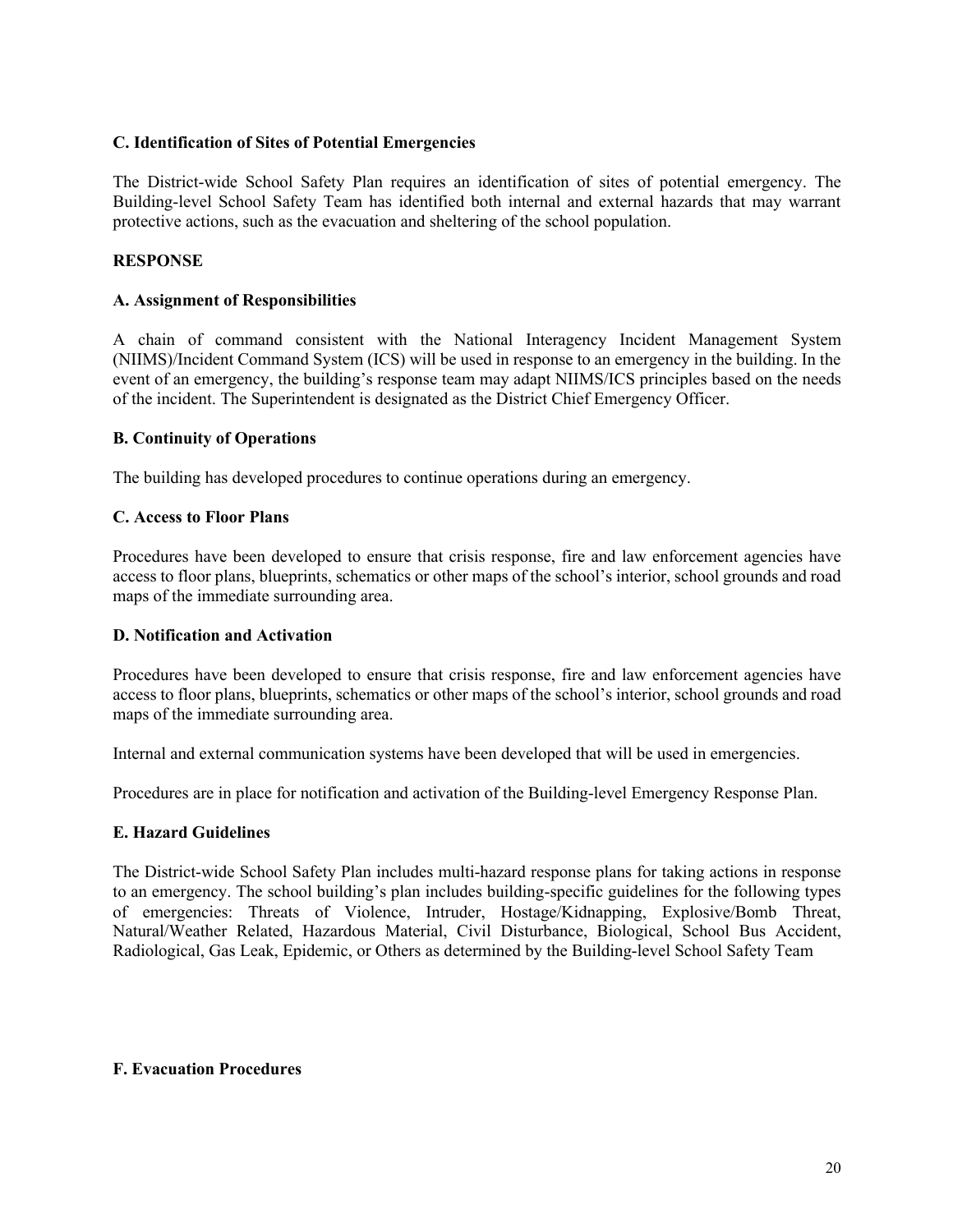**C. Identification of Sites of Potential Emergencies**

The District-wide School Safety Plan requires an identification of sites of potential emergency. The Building-level School Safety Team has identified both internal and external hazards that may warrant protective actions, such as the evacuation and sheltering of the school population.

**RESPONSE**

**A. Assignment of Responsibilities**

A chain of command consistent with the National Interagency Incident Management System (NIIMS)/Incident Command System (ICS) will be used in response to an emergency in the building. In the event of an emergency, the building's response team may adapt NIIMS/ICS principles based on the needs of the incident. The Superintendent is designated as the District Chief Emergency Officer.

**B. Continuity of Operations**

The building has developed procedures to continue operations during an emergency.

**C. Access to Floor Plans**

Procedures have been developed to ensure that crisis response, fire and law enforcement agencies have access to floor plans, blueprints, schematics or other maps of the school's interior, school grounds and road maps of the immediate surrounding area.

**D. Notification and Activation**

Procedures have been developed to ensure that crisis response, fire and law enforcement agencies have access to floor plans, blueprints, schematics or other maps of the school's interior, school grounds and road maps of the immediate surrounding area.

Internal and external communication systems have been developed that will be used in emergencies.

Procedures are in place for notification and activation of the Building-level Emergency Response Plan.

**E. Hazard Guidelines**

The District-wide School Safety Plan includes multi-hazard response plans for taking actions in response to an emergency. The school building's plan includes building-specific guidelines for the following types of emergencies: Threats of Violence, Intruder, Hostage/Kidnapping, Explosive/Bomb Threat, Natural/Weather Related, Hazardous Material, Civil Disturbance, Biological, School Bus Accident, Radiological, Gas Leak, Epidemic, or Others as determined by the Building-level School Safety Team

**F. Evacuation Procedures**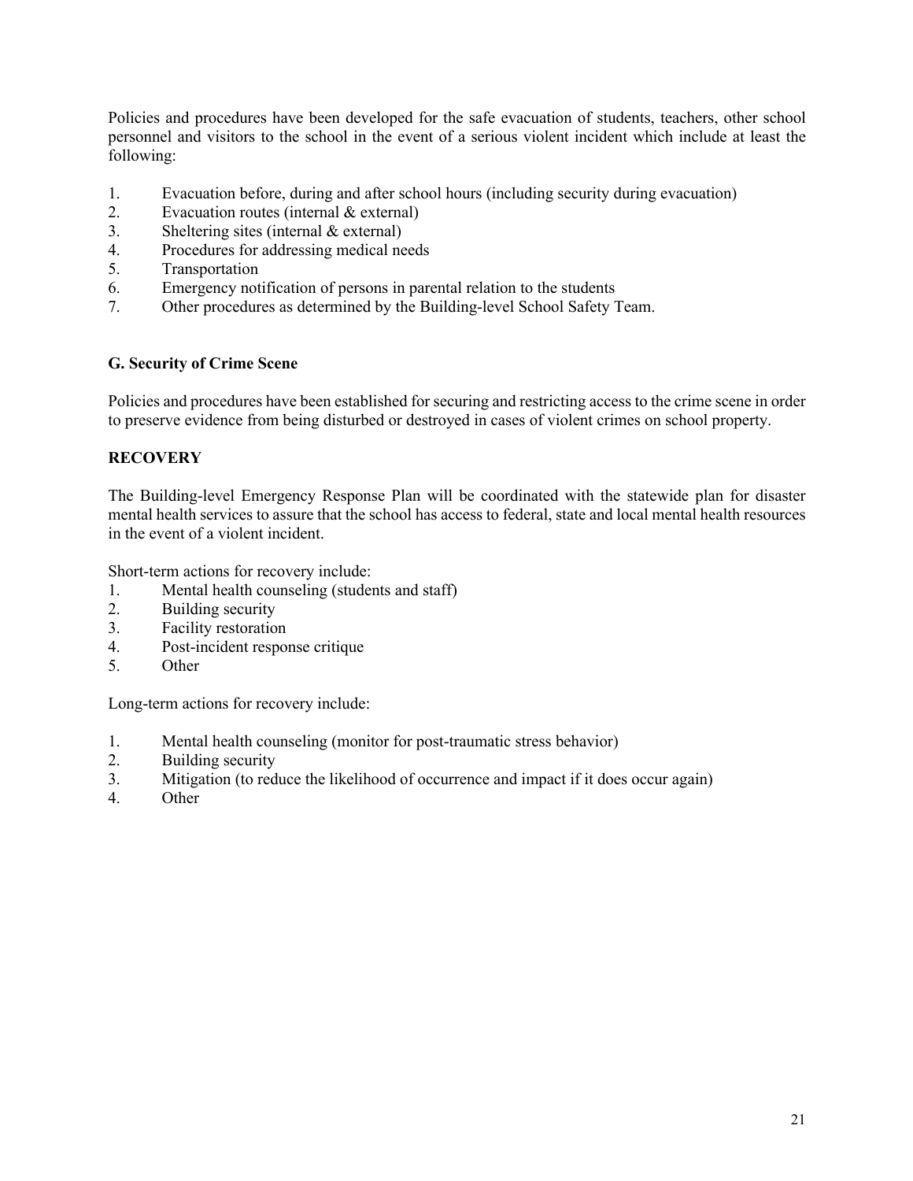Policies and procedures have been developed for the safe evacuation of students, teachers, other school personnel and visitors to the school in the event of a serious violent incident which include at least the following:

1. Evacuation before, during and after school hours (including security during evacuation)
2. Evacuation routes (internal & external)
3. Sheltering sites (internal & external)
4. Procedures for addressing medical needs
5. Transportation
6. Emergency notification of persons in parental relation to the students
7. Other procedures as determined by the Building-level School Safety Team.

**G. Security of Crime Scene**

Policies and procedures have been established for securing and restricting access to the crime scene in order to preserve evidence from being disturbed or destroyed in cases of violent crimes on school property.

**RECOVERY**

The Building-level Emergency Response Plan will be coordinated with the statewide plan for disaster mental health services to assure that the school has access to federal, state and local mental health resources in the event of a violent incident.

Short-term actions for recovery include:

1. Mental health counseling (students and staff)
2. Building security
3. Facility restoration
4. Post-incident response critique
5. Other

Long-term actions for recovery include:

1. Mental health counseling (monitor for post-traumatic stress behavior)
2. Building security
3. Mitigation (to reduce the likelihood of occurrence and impact if it does occur again)
4. Other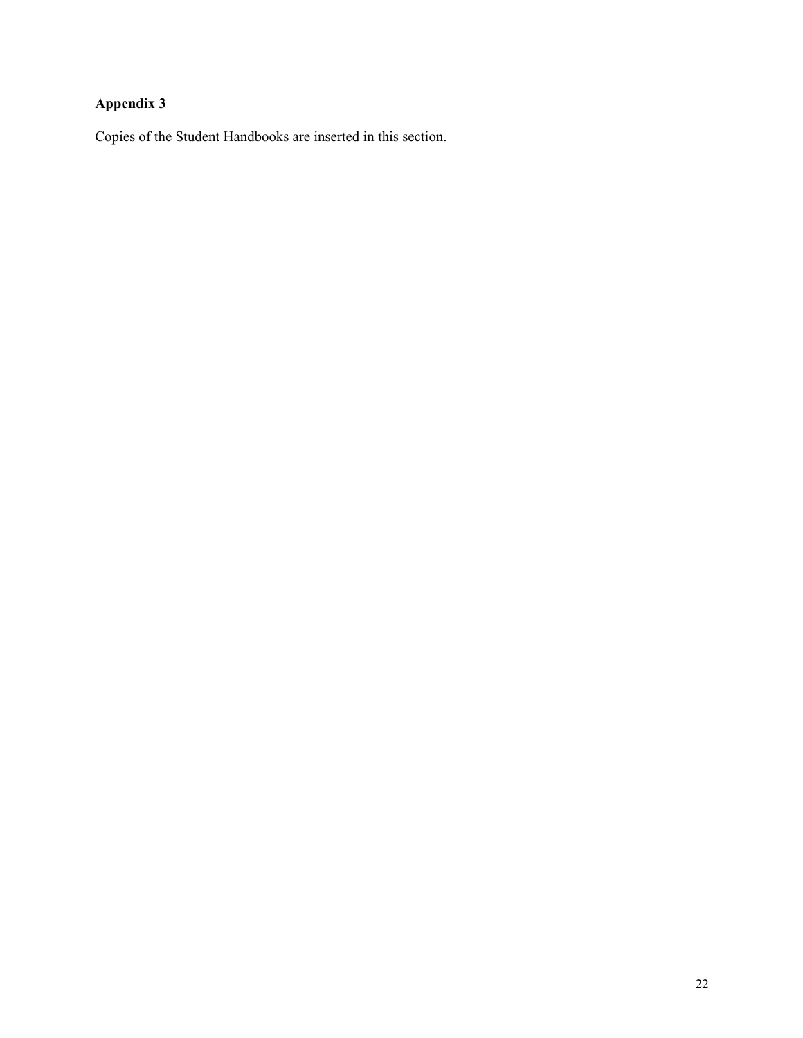**Appendix 3**

Copies of the Student Handbooks are inserted in this section.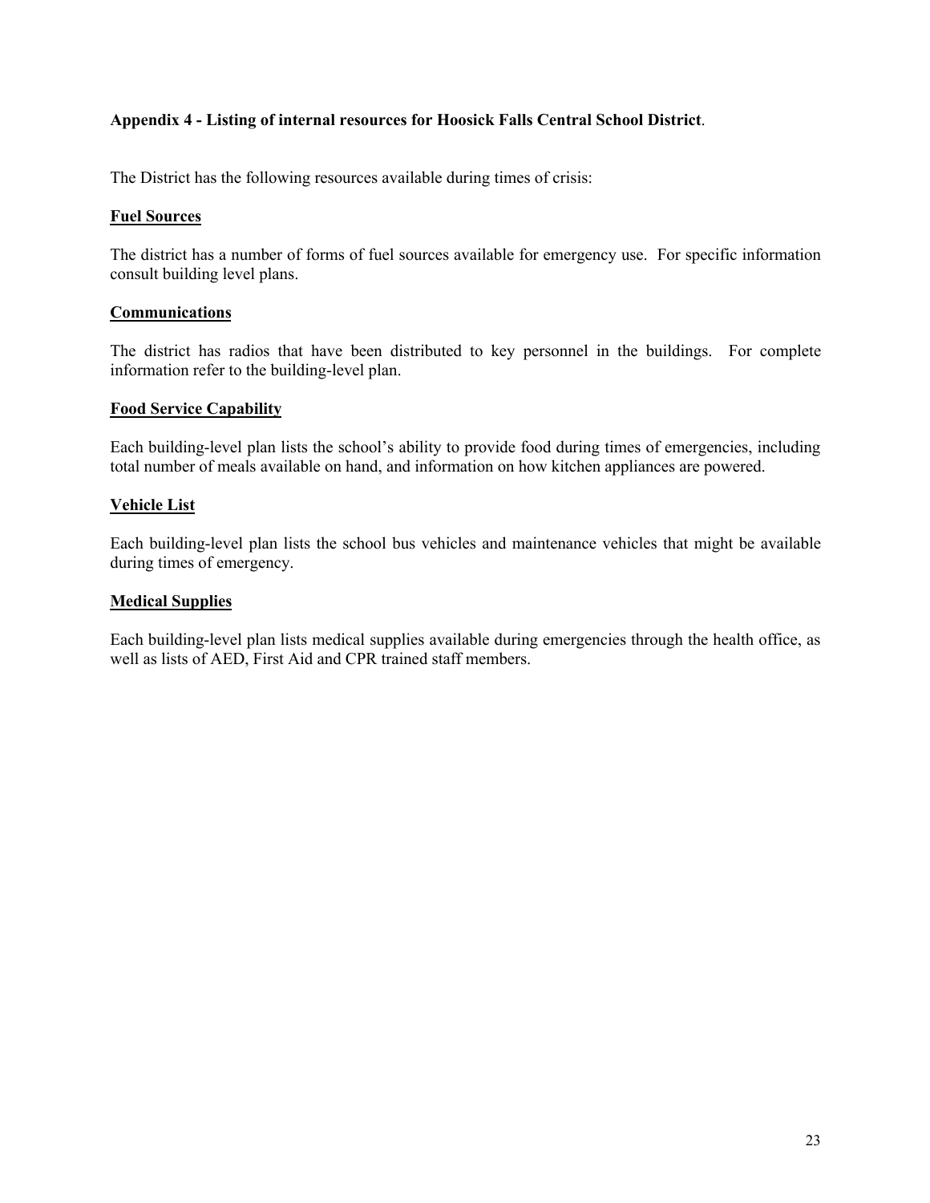**Appendix 4 - Listing of internal resources for Hoosick Falls Central School District**.

The District has the following resources available during times of crisis:

**<u>Fuel Sources</u>**

The district has a number of forms of fuel sources available for emergency use. For specific information consult building level plans.

**<u>Communications</u>**

The district has radios that have been distributed to key personnel in the buildings. For complete information refer to the building-level plan.

**<u>Food Service Capability</u>**

Each building-level plan lists the school's ability to provide food during times of emergencies, including total number of meals available on hand, and information on how kitchen appliances are powered.

**<u>Vehicle List</u>**

Each building-level plan lists the school bus vehicles and maintenance vehicles that might be available during times of emergency.

**<u>Medical Supplies</u>**

Each building-level plan lists medical supplies available during emergencies through the health office, as well as lists of AED, First Aid and CPR trained staff members.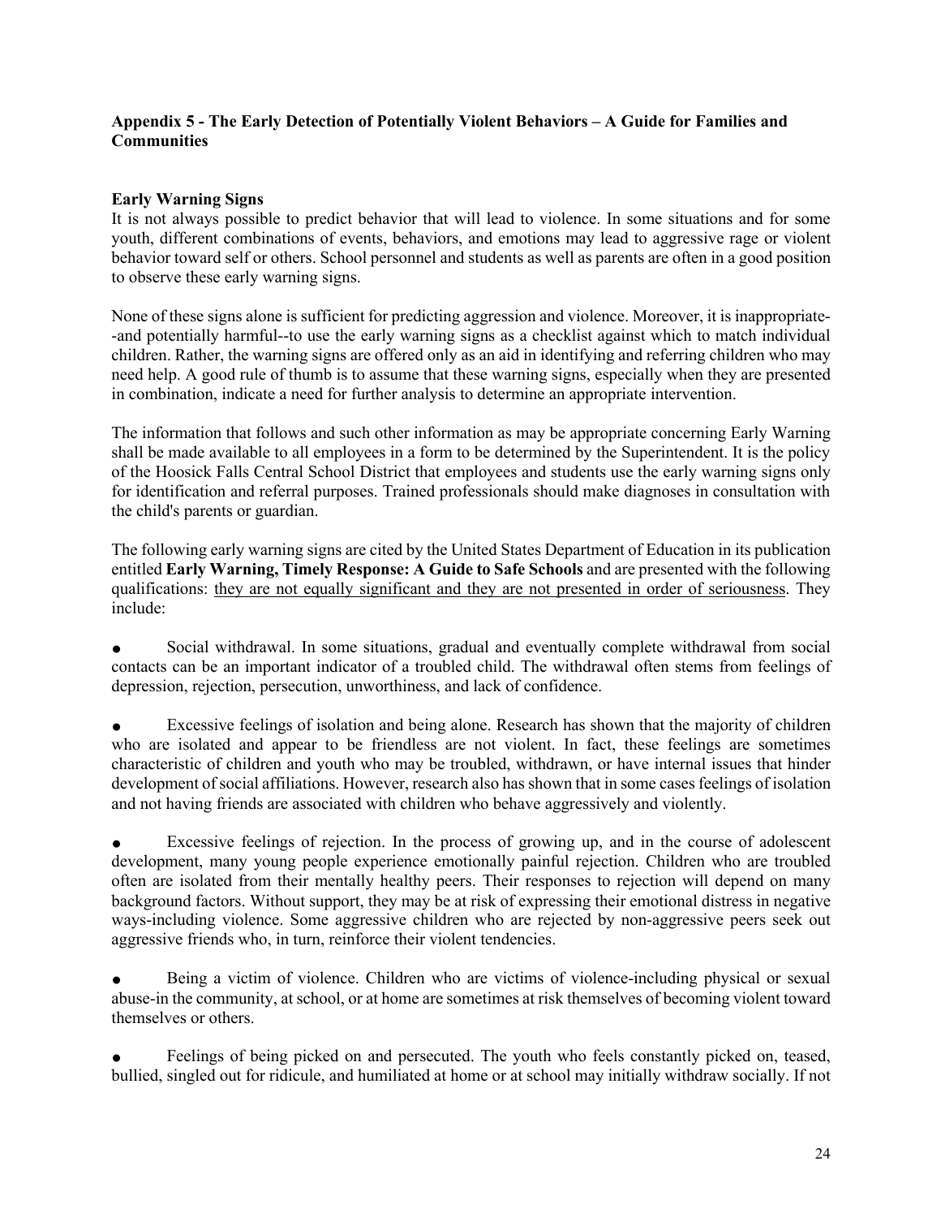**Appendix 5 - The Early Detection of Potentially Violent Behaviors – A Guide for Families and Communities**

**Early Warning Signs**

It is not always possible to predict behavior that will lead to violence. In some situations and for some youth, different combinations of events, behaviors, and emotions may lead to aggressive rage or violent behavior toward self or others. School personnel and students as well as parents are often in a good position to observe these early warning signs.

None of these signs alone is sufficient for predicting aggression and violence. Moreover, it is inappropriate--and potentially harmful--to use the early warning signs as a checklist against which to match individual children. Rather, the warning signs are offered only as an aid in identifying and referring children who may need help. A good rule of thumb is to assume that these warning signs, especially when they are presented in combination, indicate a need for further analysis to determine an appropriate intervention.

The information that follows and such other information as may be appropriate concerning Early Warning shall be made available to all employees in a form to be determined by the Superintendent. It is the policy of the Hoosick Falls Central School District that employees and students use the early warning signs only for identification and referral purposes. Trained professionals should make diagnoses in consultation with the child's parents or guardian.

The following early warning signs are cited by the United States Department of Education in its publication entitled **Early Warning, Timely Response: A Guide to Safe Schools** and are presented with the following qualifications: <u>they are not equally significant and they are not presented in order of seriousness</u>. They include:

- Social withdrawal. In some situations, gradual and eventually complete withdrawal from social contacts can be an important indicator of a troubled child. The withdrawal often stems from feelings of depression, rejection, persecution, unworthiness, and lack of confidence.

- Excessive feelings of isolation and being alone. Research has shown that the majority of children who are isolated and appear to be friendless are not violent. In fact, these feelings are sometimes characteristic of children and youth who may be troubled, withdrawn, or have internal issues that hinder development of social affiliations. However, research also has shown that in some cases feelings of isolation and not having friends are associated with children who behave aggressively and violently.

- Excessive feelings of rejection. In the process of growing up, and in the course of adolescent development, many young people experience emotionally painful rejection. Children who are troubled often are isolated from their mentally healthy peers. Their responses to rejection will depend on many background factors. Without support, they may be at risk of expressing their emotional distress in negative ways-including violence. Some aggressive children who are rejected by non-aggressive peers seek out aggressive friends who, in turn, reinforce their violent tendencies.

- Being a victim of violence. Children who are victims of violence-including physical or sexual abuse-in the community, at school, or at home are sometimes at risk themselves of becoming violent toward themselves or others.

- Feelings of being picked on and persecuted. The youth who feels constantly picked on, teased, bullied, singled out for ridicule, and humiliated at home or at school may initially withdraw socially. If not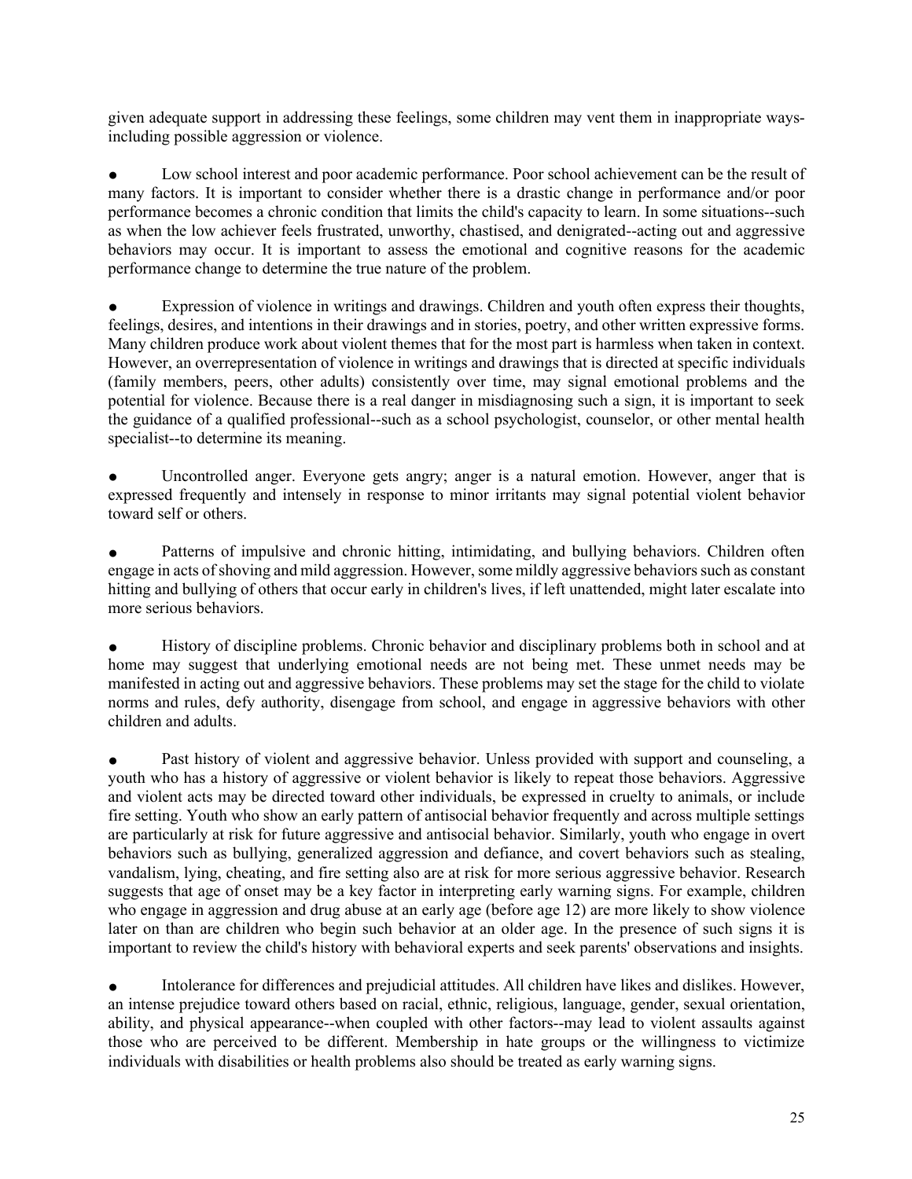given adequate support in addressing these feelings, some children may vent them in inappropriate ways-including possible aggression or violence.

- Low school interest and poor academic performance. Poor school achievement can be the result of many factors. It is important to consider whether there is a drastic change in performance and/or poor performance becomes a chronic condition that limits the child's capacity to learn. In some situations--such as when the low achiever feels frustrated, unworthy, chastised, and denigrated--acting out and aggressive behaviors may occur. It is important to assess the emotional and cognitive reasons for the academic performance change to determine the true nature of the problem.

- Expression of violence in writings and drawings. Children and youth often express their thoughts, feelings, desires, and intentions in their drawings and in stories, poetry, and other written expressive forms. Many children produce work about violent themes that for the most part is harmless when taken in context. However, an overrepresentation of violence in writings and drawings that is directed at specific individuals (family members, peers, other adults) consistently over time, may signal emotional problems and the potential for violence. Because there is a real danger in misdiagnosing such a sign, it is important to seek the guidance of a qualified professional--such as a school psychologist, counselor, or other mental health specialist--to determine its meaning.

- Uncontrolled anger. Everyone gets angry; anger is a natural emotion. However, anger that is expressed frequently and intensely in response to minor irritants may signal potential violent behavior toward self or others.

- Patterns of impulsive and chronic hitting, intimidating, and bullying behaviors. Children often engage in acts of shoving and mild aggression. However, some mildly aggressive behaviors such as constant hitting and bullying of others that occur early in children's lives, if left unattended, might later escalate into more serious behaviors.

- History of discipline problems. Chronic behavior and disciplinary problems both in school and at home may suggest that underlying emotional needs are not being met. These unmet needs may be manifested in acting out and aggressive behaviors. These problems may set the stage for the child to violate norms and rules, defy authority, disengage from school, and engage in aggressive behaviors with other children and adults.

- Past history of violent and aggressive behavior. Unless provided with support and counseling, a youth who has a history of aggressive or violent behavior is likely to repeat those behaviors. Aggressive and violent acts may be directed toward other individuals, be expressed in cruelty to animals, or include fire setting. Youth who show an early pattern of antisocial behavior frequently and across multiple settings are particularly at risk for future aggressive and antisocial behavior. Similarly, youth who engage in overt behaviors such as bullying, generalized aggression and defiance, and covert behaviors such as stealing, vandalism, lying, cheating, and fire setting also are at risk for more serious aggressive behavior. Research suggests that age of onset may be a key factor in interpreting early warning signs. For example, children who engage in aggression and drug abuse at an early age (before age 12) are more likely to show violence later on than are children who begin such behavior at an older age. In the presence of such signs it is important to review the child's history with behavioral experts and seek parents' observations and insights.

- Intolerance for differences and prejudicial attitudes. All children have likes and dislikes. However, an intense prejudice toward others based on racial, ethnic, religious, language, gender, sexual orientation, ability, and physical appearance--when coupled with other factors--may lead to violent assaults against those who are perceived to be different. Membership in hate groups or the willingness to victimize individuals with disabilities or health problems also should be treated as early warning signs.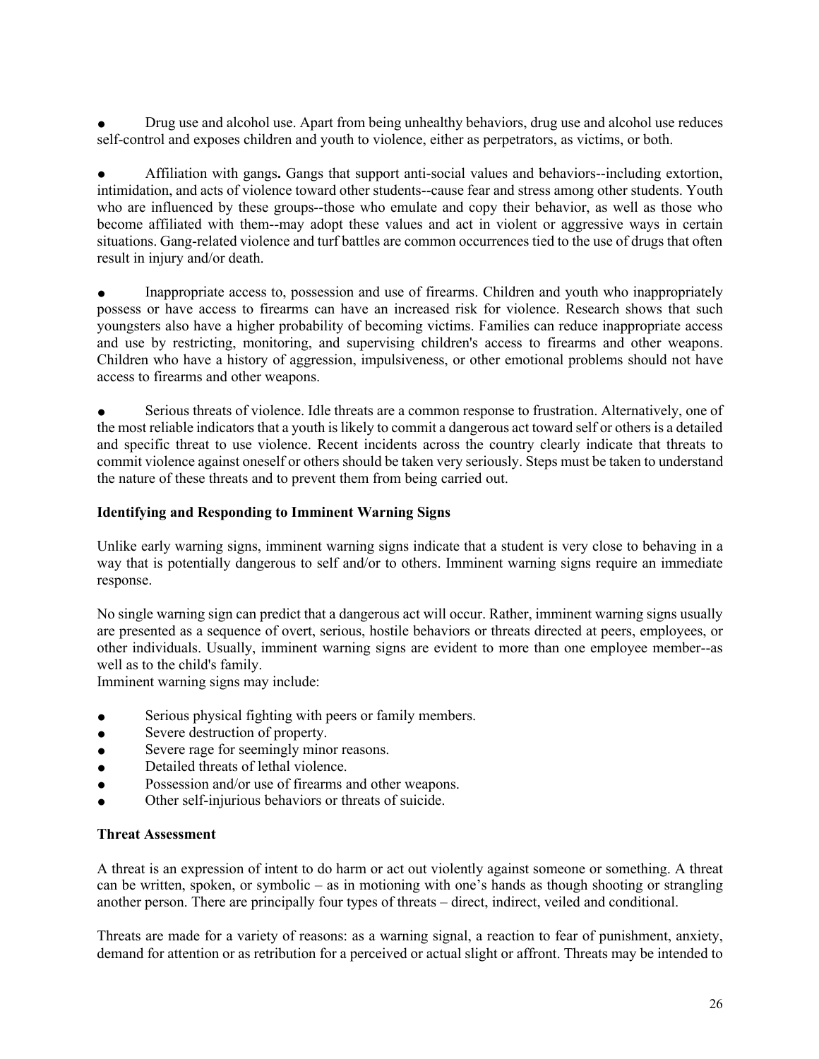- Drug use and alcohol use. Apart from being unhealthy behaviors, drug use and alcohol use reduces self-control and exposes children and youth to violence, either as perpetrators, as victims, or both.

- Affiliation with gangs**.** Gangs that support anti-social values and behaviors--including extortion, intimidation, and acts of violence toward other students--cause fear and stress among other students. Youth who are influenced by these groups--those who emulate and copy their behavior, as well as those who become affiliated with them--may adopt these values and act in violent or aggressive ways in certain situations. Gang-related violence and turf battles are common occurrences tied to the use of drugs that often result in injury and/or death.

- Inappropriate access to, possession and use of firearms. Children and youth who inappropriately possess or have access to firearms can have an increased risk for violence. Research shows that such youngsters also have a higher probability of becoming victims. Families can reduce inappropriate access and use by restricting, monitoring, and supervising children's access to firearms and other weapons. Children who have a history of aggression, impulsiveness, or other emotional problems should not have access to firearms and other weapons.

- Serious threats of violence. Idle threats are a common response to frustration. Alternatively, one of the most reliable indicators that a youth is likely to commit a dangerous act toward self or others is a detailed and specific threat to use violence. Recent incidents across the country clearly indicate that threats to commit violence against oneself or others should be taken very seriously. Steps must be taken to understand the nature of these threats and to prevent them from being carried out.

**Identifying and Responding to Imminent Warning Signs**

Unlike early warning signs, imminent warning signs indicate that a student is very close to behaving in a way that is potentially dangerous to self and/or to others. Imminent warning signs require an immediate response.

No single warning sign can predict that a dangerous act will occur. Rather, imminent warning signs usually are presented as a sequence of overt, serious, hostile behaviors or threats directed at peers, employees, or other individuals. Usually, imminent warning signs are evident to more than one employee member--as well as to the child's family.

Imminent warning signs may include:

- Serious physical fighting with peers or family members.
- Severe destruction of property.
- Severe rage for seemingly minor reasons.
- Detailed threats of lethal violence.
- Possession and/or use of firearms and other weapons.
- Other self-injurious behaviors or threats of suicide.

**Threat Assessment**

A threat is an expression of intent to do harm or act out violently against someone or something. A threat can be written, spoken, or symbolic – as in motioning with one's hands as though shooting or strangling another person. There are principally four types of threats – direct, indirect, veiled and conditional.

Threats are made for a variety of reasons: as a warning signal, a reaction to fear of punishment, anxiety, demand for attention or as retribution for a perceived or actual slight or affront. Threats may be intended to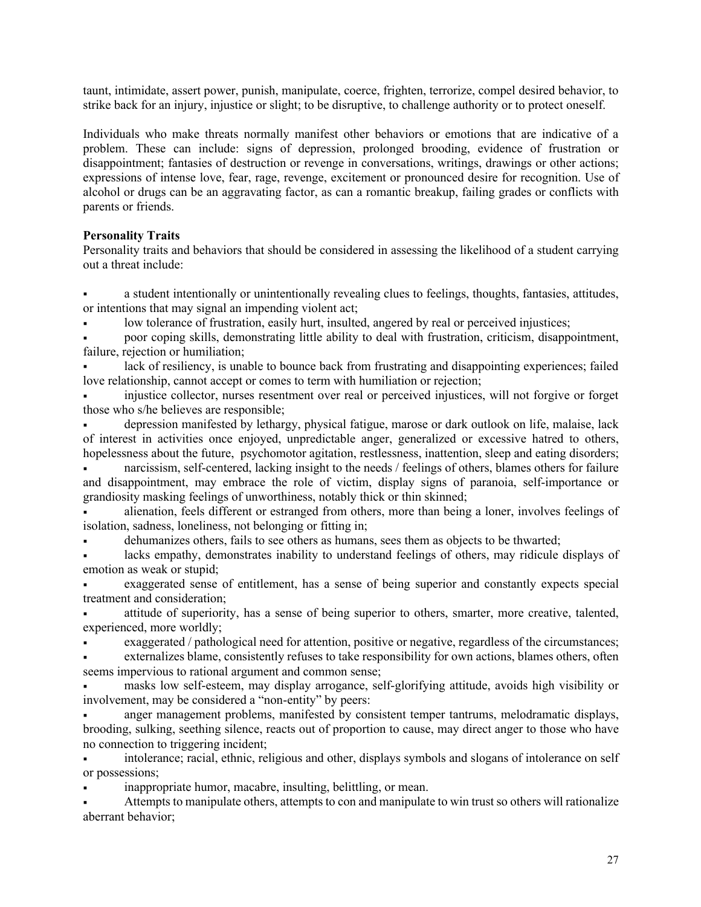taunt, intimidate, assert power, punish, manipulate, coerce, frighten, terrorize, compel desired behavior, to strike back for an injury, injustice or slight; to be disruptive, to challenge authority or to protect oneself.

Individuals who make threats normally manifest other behaviors or emotions that are indicative of a problem. These can include: signs of depression, prolonged brooding, evidence of frustration or disappointment; fantasies of destruction or revenge in conversations, writings, drawings or other actions; expressions of intense love, fear, rage, revenge, excitement or pronounced desire for recognition. Use of alcohol or drugs can be an aggravating factor, as can a romantic breakup, failing grades or conflicts with parents or friends.

**Personality Traits**

Personality traits and behaviors that should be considered in assessing the likelihood of a student carrying out a threat include:

- a student intentionally or unintentionally revealing clues to feelings, thoughts, fantasies, attitudes, or intentions that may signal an impending violent act;
- low tolerance of frustration, easily hurt, insulted, angered by real or perceived injustices;
- poor coping skills, demonstrating little ability to deal with frustration, criticism, disappointment, failure, rejection or humiliation;
- lack of resiliency, is unable to bounce back from frustrating and disappointing experiences; failed love relationship, cannot accept or comes to term with humiliation or rejection;
- injustice collector, nurses resentment over real or perceived injustices, will not forgive or forget those who s/he believes are responsible;
- depression manifested by lethargy, physical fatigue, marose or dark outlook on life, malaise, lack of interest in activities once enjoyed, unpredictable anger, generalized or excessive hatred to others, hopelessness about the future, psychomotor agitation, restlessness, inattention, sleep and eating disorders;
- narcissism, self-centered, lacking insight to the needs / feelings of others, blames others for failure and disappointment, may embrace the role of victim, display signs of paranoia, self-importance or grandiosity masking feelings of unworthiness, notably thick or thin skinned;
- alienation, feels different or estranged from others, more than being a loner, involves feelings of isolation, sadness, loneliness, not belonging or fitting in;
- dehumanizes others, fails to see others as humans, sees them as objects to be thwarted;
- lacks empathy, demonstrates inability to understand feelings of others, may ridicule displays of emotion as weak or stupid;
- exaggerated sense of entitlement, has a sense of being superior and constantly expects special treatment and consideration;
- attitude of superiority, has a sense of being superior to others, smarter, more creative, talented, experienced, more worldly;
- exaggerated / pathological need for attention, positive or negative, regardless of the circumstances;
- externalizes blame, consistently refuses to take responsibility for own actions, blames others, often seems impervious to rational argument and common sense;
- masks low self-esteem, may display arrogance, self-glorifying attitude, avoids high visibility or involvement, may be considered a "non-entity" by peers:
- anger management problems, manifested by consistent temper tantrums, melodramatic displays, brooding, sulking, seething silence, reacts out of proportion to cause, may direct anger to those who have no connection to triggering incident;
- intolerance; racial, ethnic, religious and other, displays symbols and slogans of intolerance on self or possessions;
- inappropriate humor, macabre, insulting, belittling, or mean.
- Attempts to manipulate others, attempts to con and manipulate to win trust so others will rationalize aberrant behavior;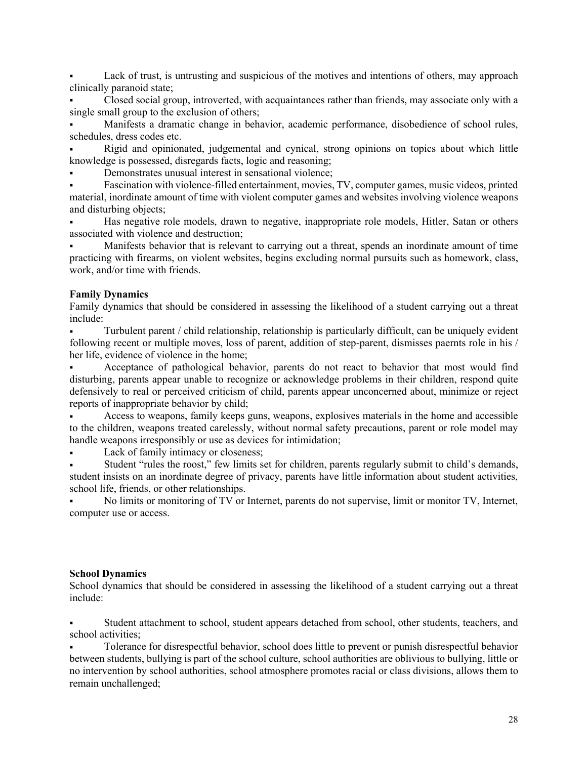- Lack of trust, is untrusting and suspicious of the motives and intentions of others, may approach clinically paranoid state;
- Closed social group, introverted, with acquaintances rather than friends, may associate only with a single small group to the exclusion of others;
- Manifests a dramatic change in behavior, academic performance, disobedience of school rules, schedules, dress codes etc.
- Rigid and opinionated, judgemental and cynical, strong opinions on topics about which little knowledge is possessed, disregards facts, logic and reasoning;
- Demonstrates unusual interest in sensational violence;
- Fascination with violence-filled entertainment, movies, TV, computer games, music videos, printed material, inordinate amount of time with violent computer games and websites involving violence weapons and disturbing objects;
- Has negative role models, drawn to negative, inappropriate role models, Hitler, Satan or others associated with violence and destruction;
- Manifests behavior that is relevant to carrying out a threat, spends an inordinate amount of time practicing with firearms, on violent websites, begins excluding normal pursuits such as homework, class, work, and/or time with friends.

**Family Dynamics**

Family dynamics that should be considered in assessing the likelihood of a student carrying out a threat include:

- Turbulent parent / child relationship, relationship is particularly difficult, can be uniquely evident following recent or multiple moves, loss of parent, addition of step-parent, dismisses paernts role in his / her life, evidence of violence in the home;
- Acceptance of pathological behavior, parents do not react to behavior that most would find disturbing, parents appear unable to recognize or acknowledge problems in their children, respond quite defensively to real or perceived criticism of child, parents appear unconcerned about, minimize or reject reports of inappropriate behavior by child;
- Access to weapons, family keeps guns, weapons, explosives materials in the home and accessible to the children, weapons treated carelessly, without normal safety precautions, parent or role model may handle weapons irresponsibly or use as devices for intimidation;
- Lack of family intimacy or closeness;
- Student "rules the roost," few limits set for children, parents regularly submit to child's demands, student insists on an inordinate degree of privacy, parents have little information about student activities, school life, friends, or other relationships.
- No limits or monitoring of TV or Internet, parents do not supervise, limit or monitor TV, Internet, computer use or access.

**School Dynamics**

School dynamics that should be considered in assessing the likelihood of a student carrying out a threat include:

- Student attachment to school, student appears detached from school, other students, teachers, and school activities;
- Tolerance for disrespectful behavior, school does little to prevent or punish disrespectful behavior between students, bullying is part of the school culture, school authorities are oblivious to bullying, little or no intervention by school authorities, school atmosphere promotes racial or class divisions, allows them to remain unchallenged;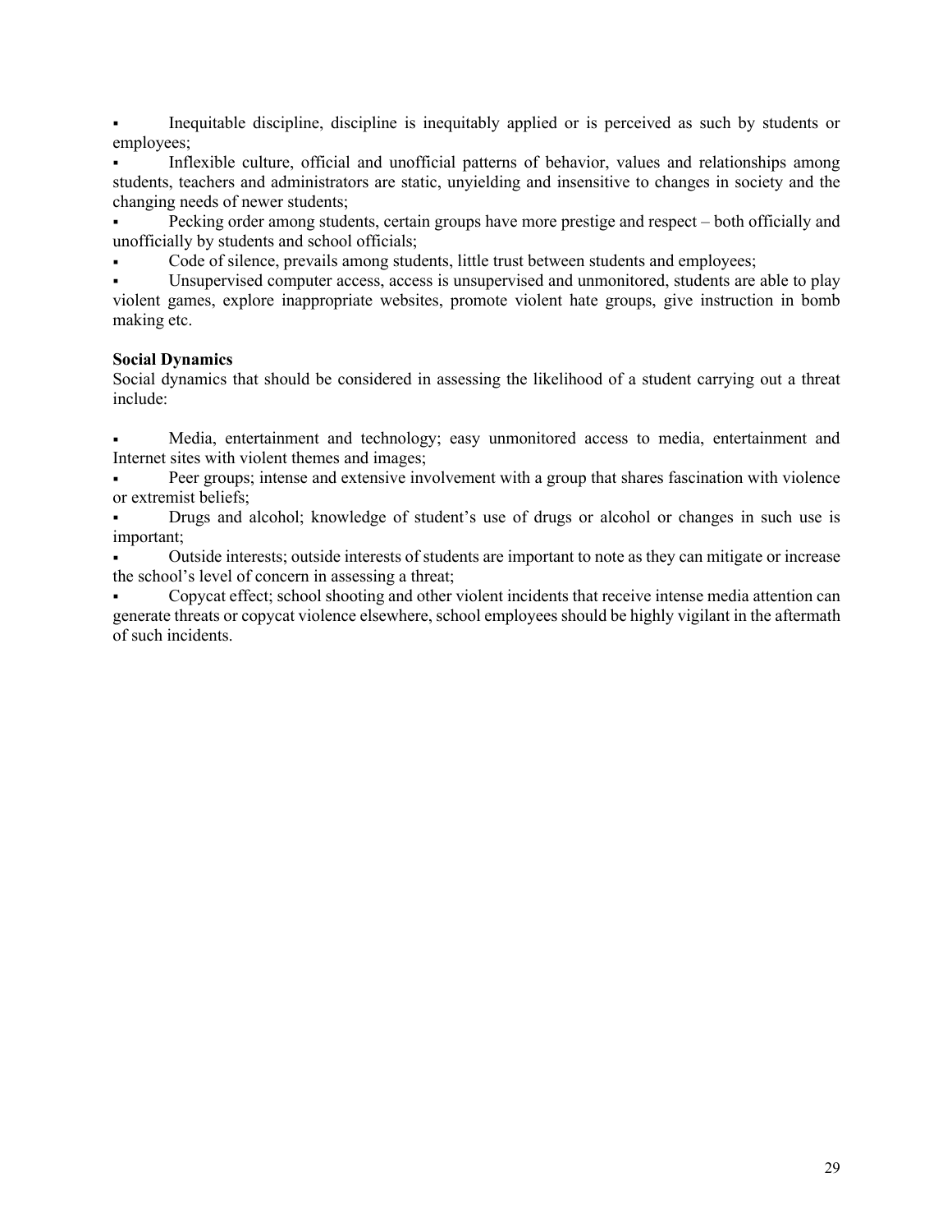- Inequitable discipline, discipline is inequitably applied or is perceived as such by students or employees;
- Inflexible culture, official and unofficial patterns of behavior, values and relationships among students, teachers and administrators are static, unyielding and insensitive to changes in society and the changing needs of newer students;
- Pecking order among students, certain groups have more prestige and respect – both officially and unofficially by students and school officials;
- Code of silence, prevails among students, little trust between students and employees;
- Unsupervised computer access, access is unsupervised and unmonitored, students are able to play violent games, explore inappropriate websites, promote violent hate groups, give instruction in bomb making etc.

**Social Dynamics**

Social dynamics that should be considered in assessing the likelihood of a student carrying out a threat include:

- Media, entertainment and technology; easy unmonitored access to media, entertainment and Internet sites with violent themes and images;
- Peer groups; intense and extensive involvement with a group that shares fascination with violence or extremist beliefs;
- Drugs and alcohol; knowledge of student's use of drugs or alcohol or changes in such use is important;
- Outside interests; outside interests of students are important to note as they can mitigate or increase the school's level of concern in assessing a threat;
- Copycat effect; school shooting and other violent incidents that receive intense media attention can generate threats or copycat violence elsewhere, school employees should be highly vigilant in the aftermath of such incidents.